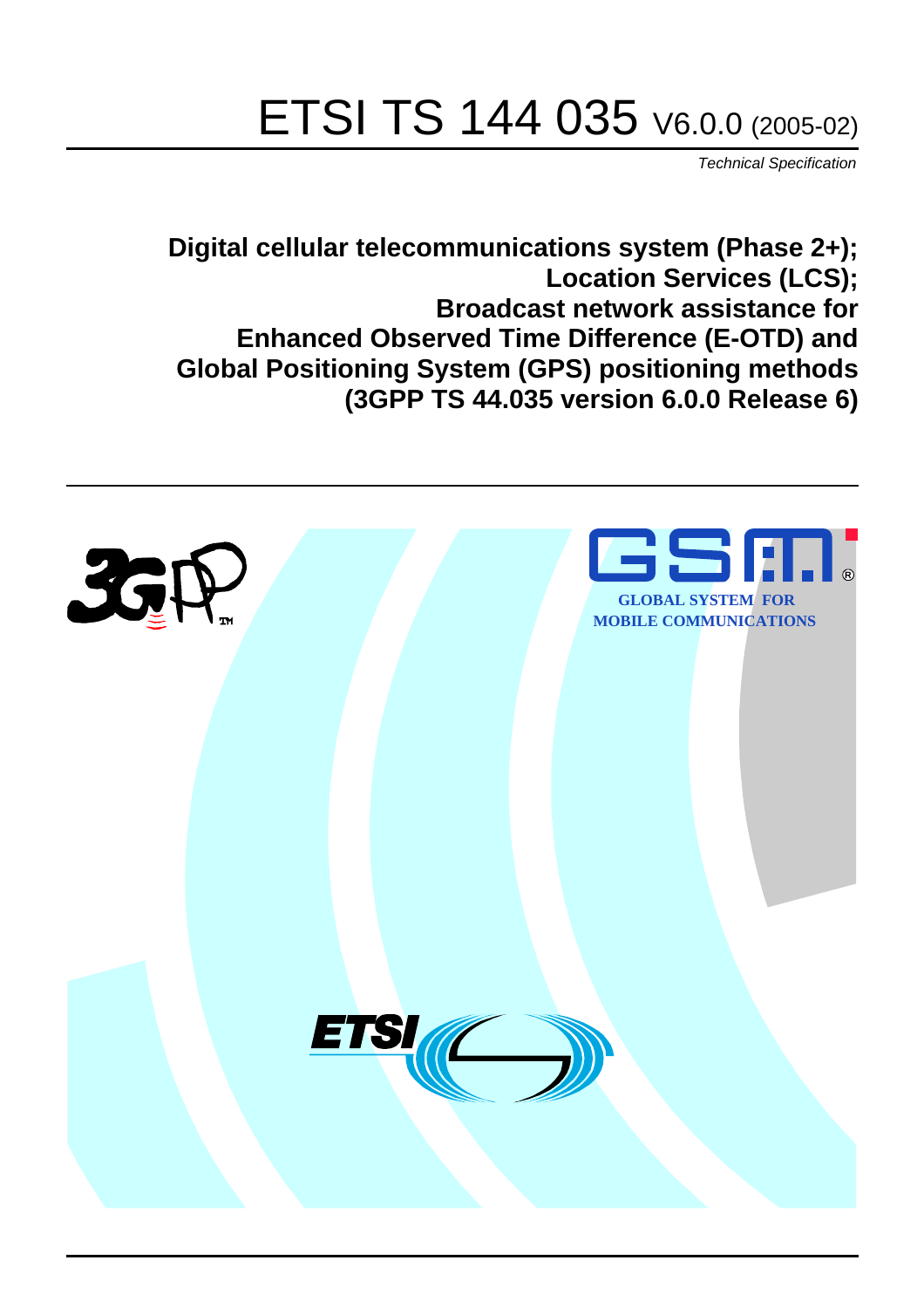# ETSI TS 144 035 V6.0.0 (2005-02)

*Technical Specification*

**Digital cellular telecommunications system (Phase 2+); Location Services (LCS); Broadcast network assistance for Enhanced Observed Time Difference (E-OTD) and Global Positioning System (GPS) positioning methods (3GPP TS 44.035 version 6.0.0 Release 6)**

GLOBAL SYSTEM FOR MOBILE COMMUNICATIONS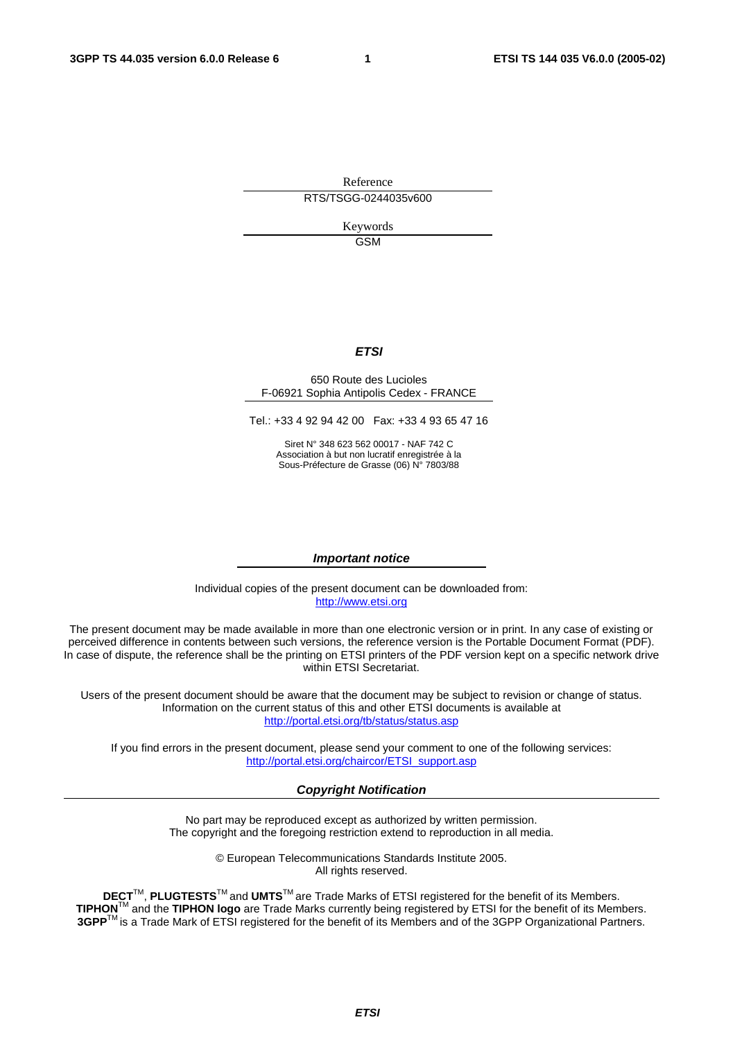Reference

RTS/TSGG-0244035v600

Keywords

GSM

***ETSI***

650 Route des Lucioles
F-06921 Sophia Antipolis Cedex - FRANCE

Tel.: +33 4 92 94 42 00 Fax: +33 4 93 65 47 16

Siret N° 348 623 562 00017 - NAF 742 C
Association à but non lucratif enregistrée à la
Sous-Préfecture de Grasse (06) N° 7803/88

***Important notice***

Individual copies of the present document can be downloaded from:
http://www.etsi.org

The present document may be made available in more than one electronic version or in print. In any case of existing or perceived difference in contents between such versions, the reference version is the Portable Document Format (PDF). In case of dispute, the reference shall be the printing on ETSI printers of the PDF version kept on a specific network drive within ETSI Secretariat.

Users of the present document should be aware that the document may be subject to revision or change of status. Information on the current status of this and other ETSI documents is available at
http://portal.etsi.org/tb/status/status.asp

If you find errors in the present document, please send your comment to one of the following services:
http://portal.etsi.org/chaircor/ETSI_support.asp

***Copyright Notification***

No part may be reproduced except as authorized by written permission.
The copyright and the foregoing restriction extend to reproduction in all media.

© European Telecommunications Standards Institute 2005.
All rights reserved.

**DECT**TM, **PLUGTESTS**TM and **UMTS**TM are Trade Marks of ETSI registered for the benefit of its Members.
**TIPHON**TM and the **TIPHON logo** are Trade Marks currently being registered by ETSI for the benefit of its Members.
**3GPP**TM is a Trade Mark of ETSI registered for the benefit of its Members and of the 3GPP Organizational Partners.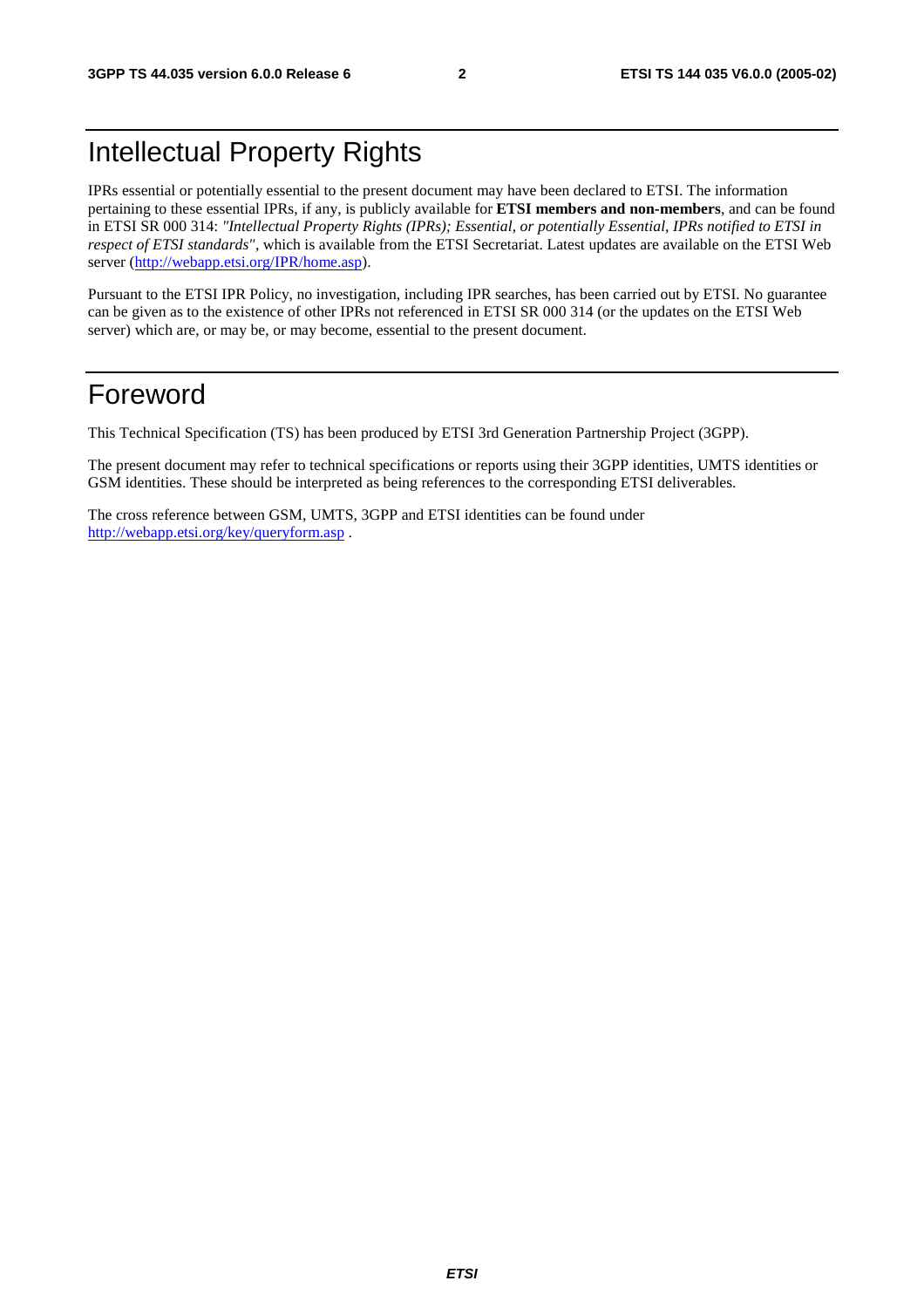# Intellectual Property Rights

IPRs essential or potentially essential to the present document may have been declared to ETSI. The information pertaining to these essential IPRs, if any, is publicly available for **ETSI members and non-members**, and can be found in ETSI SR 000 314: *"Intellectual Property Rights (IPRs); Essential, or potentially Essential, IPRs notified to ETSI in respect of ETSI standards"*, which is available from the ETSI Secretariat. Latest updates are available on the ETSI Web server (http://webapp.etsi.org/IPR/home.asp).

Pursuant to the ETSI IPR Policy, no investigation, including IPR searches, has been carried out by ETSI. No guarantee can be given as to the existence of other IPRs not referenced in ETSI SR 000 314 (or the updates on the ETSI Web server) which are, or may be, or may become, essential to the present document.

# Foreword

This Technical Specification (TS) has been produced by ETSI 3rd Generation Partnership Project (3GPP).

The present document may refer to technical specifications or reports using their 3GPP identities, UMTS identities or GSM identities. These should be interpreted as being references to the corresponding ETSI deliverables.

The cross reference between GSM, UMTS, 3GPP and ETSI identities can be found under http://webapp.etsi.org/key/queryform.asp .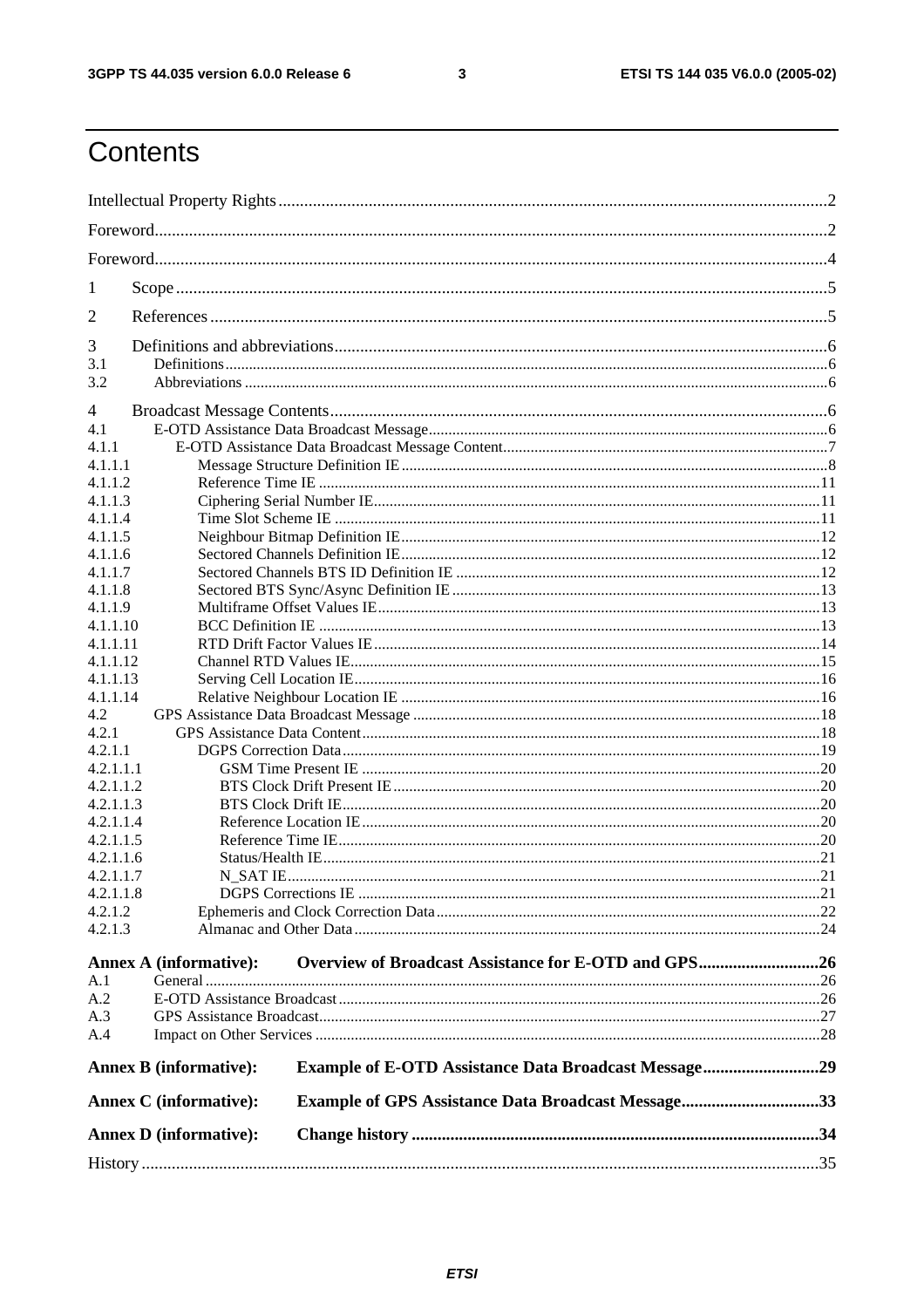# Contents

Intellectual Property Rights ..... 2

Foreword ..... 2

Foreword ..... 4

1 Scope ..... 5

2 References ..... 5

3 Definitions and abbreviations ..... 6
- 3.1 Definitions ..... 6
- 3.2 Abbreviations ..... 6

4 Broadcast Message Contents ..... 6
- 4.1 E-OTD Assistance Data Broadcast Message ..... 6
- 4.1.1 E-OTD Assistance Data Broadcast Message Content ..... 7
- 4.1.1.1 Message Structure Definition IE ..... 8
- 4.1.1.2 Reference Time IE ..... 11
- 4.1.1.3 Ciphering Serial Number IE ..... 11
- 4.1.1.4 Time Slot Scheme IE ..... 11
- 4.1.1.5 Neighbour Bitmap Definition IE ..... 12
- 4.1.1.6 Sectored Channels Definition IE ..... 12
- 4.1.1.7 Sectored Channels BTS ID Definition IE ..... 12
- 4.1.1.8 Sectored BTS Sync/Async Definition IE ..... 13
- 4.1.1.9 Multiframe Offset Values IE ..... 13
- 4.1.1.10 BCC Definition IE ..... 13
- 4.1.1.11 RTD Drift Factor Values IE ..... 14
- 4.1.1.12 Channel RTD Values IE ..... 15
- 4.1.1.13 Serving Cell Location IE ..... 16
- 4.1.1.14 Relative Neighbour Location IE ..... 16
- 4.2 GPS Assistance Data Broadcast Message ..... 18
- 4.2.1 GPS Assistance Data Content ..... 18
- 4.2.1.1 DGPS Correction Data ..... 19
- 4.2.1.1.1 GSM Time Present IE ..... 20
- 4.2.1.1.2 BTS Clock Drift Present IE ..... 20
- 4.2.1.1.3 BTS Clock Drift IE ..... 20
- 4.2.1.1.4 Reference Location IE ..... 20
- 4.2.1.1.5 Reference Time IE ..... 20
- 4.2.1.1.6 Status/Health IE ..... 21
- 4.2.1.1.7 N_SAT IE ..... 21
- 4.2.1.1.8 DGPS Corrections IE ..... 21
- 4.2.1.2 Ephemeris and Clock Correction Data ..... 22
- 4.2.1.3 Almanac and Other Data ..... 24

**Annex A (informative): Overview of Broadcast Assistance for E-OTD and GPS ..... 26**
- A.1 General ..... 26
- A.2 E-OTD Assistance Broadcast ..... 26
- A.3 GPS Assistance Broadcast ..... 27
- A.4 Impact on Other Services ..... 28

**Annex B (informative): Example of E-OTD Assistance Data Broadcast Message ..... 29**

**Annex C (informative): Example of GPS Assistance Data Broadcast Message ..... 33**

**Annex D (informative): Change history ..... 34**

History ..... 35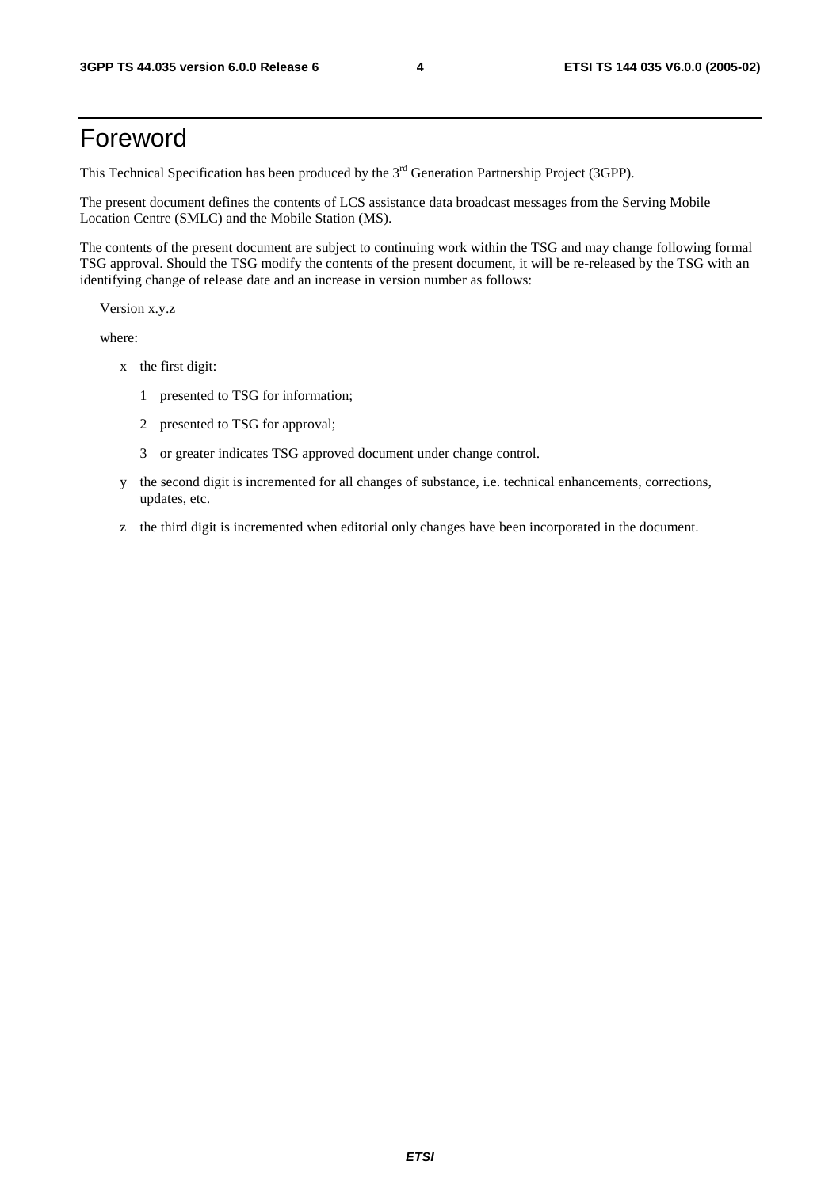# Foreword

This Technical Specification has been produced by the 3rd Generation Partnership Project (3GPP).

The present document defines the contents of LCS assistance data broadcast messages from the Serving Mobile Location Centre (SMLC) and the Mobile Station (MS).

The contents of the present document are subject to continuing work within the TSG and may change following formal TSG approval. Should the TSG modify the contents of the present document, it will be re-released by the TSG with an identifying change of release date and an increase in version number as follows:

Version x.y.z

where:

- x the first digit:
  - 1 presented to TSG for information;
  - 2 presented to TSG for approval;
  - 3 or greater indicates TSG approved document under change control.
- y the second digit is incremented for all changes of substance, i.e. technical enhancements, corrections, updates, etc.
- z the third digit is incremented when editorial only changes have been incorporated in the document.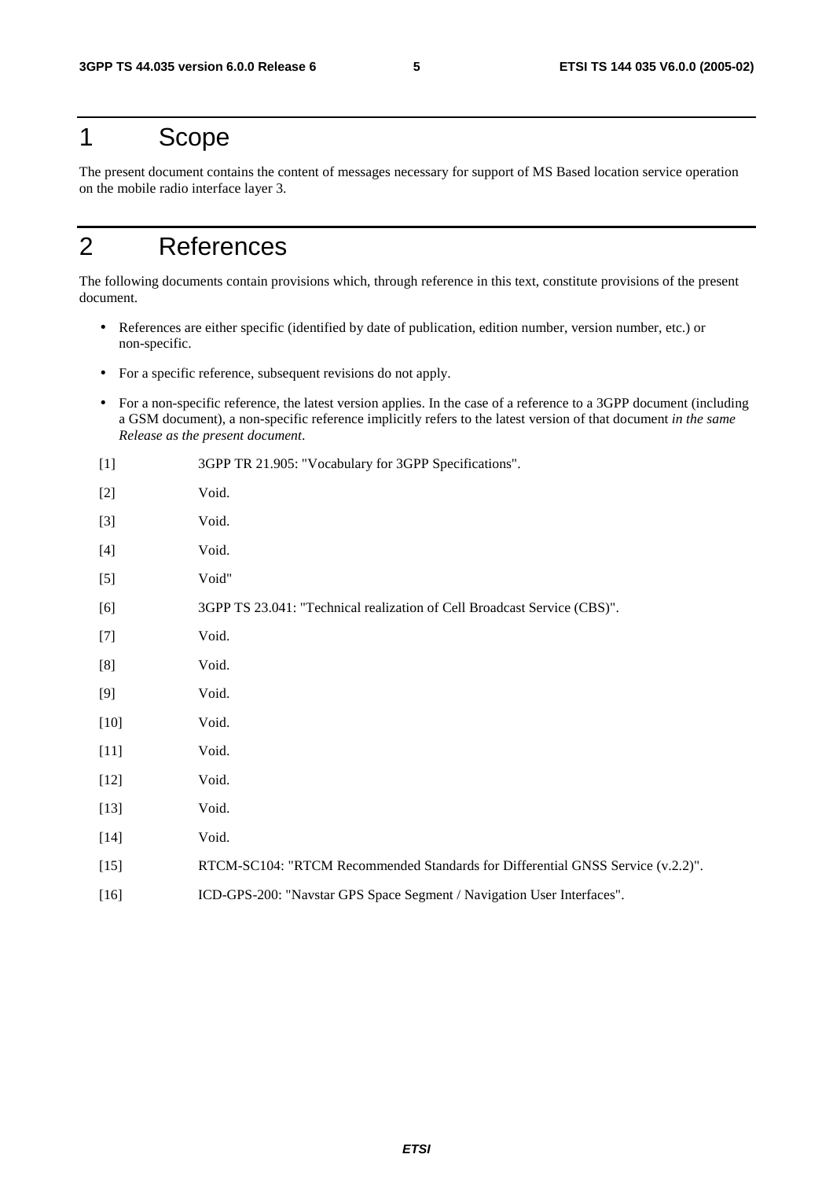# 1 Scope

The present document contains the content of messages necessary for support of MS Based location service operation on the mobile radio interface layer 3.

# 2 References

The following documents contain provisions which, through reference in this text, constitute provisions of the present document.

- References are either specific (identified by date of publication, edition number, version number, etc.) or non-specific.
- For a specific reference, subsequent revisions do not apply.
- For a non-specific reference, the latest version applies. In the case of a reference to a 3GPP document (including a GSM document), a non-specific reference implicitly refers to the latest version of that document *in the same Release as the present document*.

[1] 3GPP TR 21.905: "Vocabulary for 3GPP Specifications".

[2] Void.

[3] Void.

[4] Void.

[5] Void"

[6] 3GPP TS 23.041: "Technical realization of Cell Broadcast Service (CBS)".

[7] Void.

[8] Void.

[9] Void.

[10] Void.

[11] Void.

[12] Void.

[13] Void.

[14] Void.

[15] RTCM-SC104: "RTCM Recommended Standards for Differential GNSS Service (v.2.2)".

[16] ICD-GPS-200: "Navstar GPS Space Segment / Navigation User Interfaces".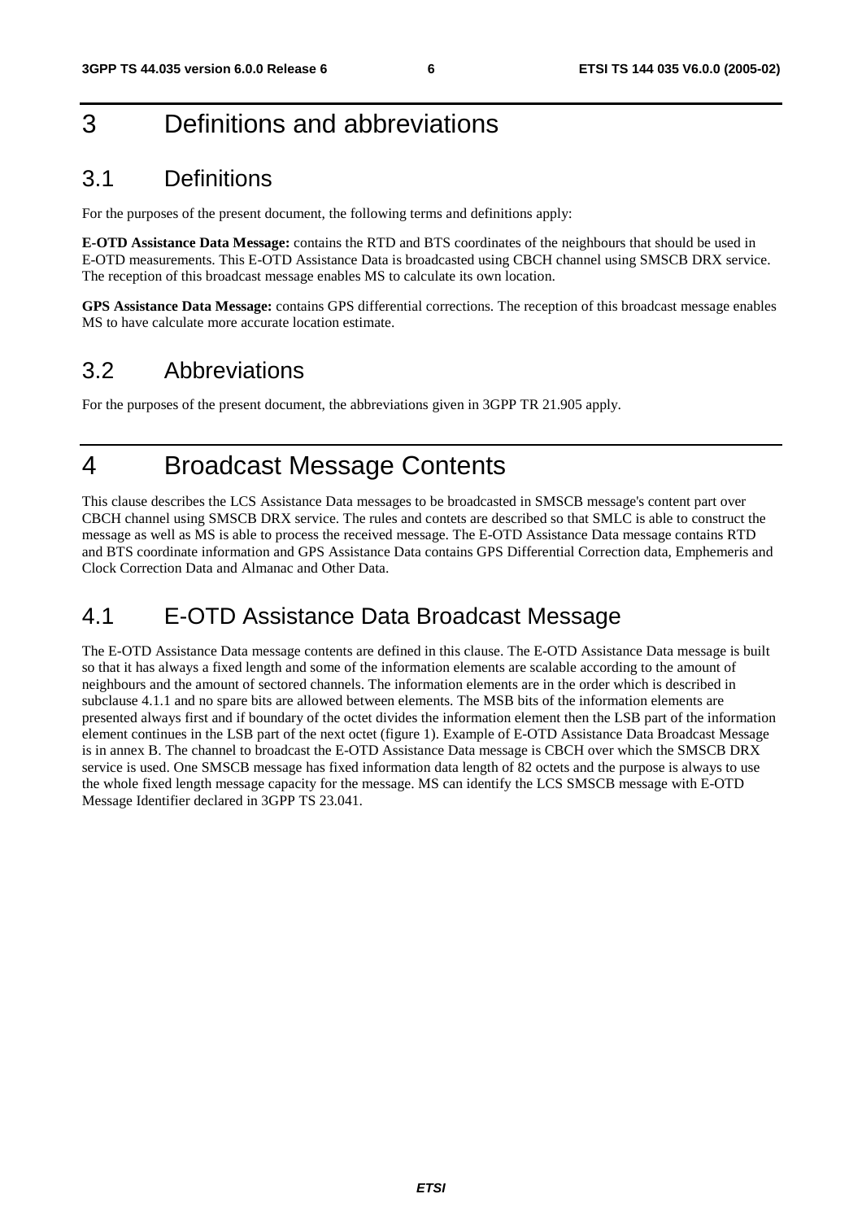# 3 Definitions and abbreviations

## 3.1 Definitions

For the purposes of the present document, the following terms and definitions apply:

**E-OTD Assistance Data Message:** contains the RTD and BTS coordinates of the neighbours that should be used in E-OTD measurements. This E-OTD Assistance Data is broadcasted using CBCH channel using SMSCB DRX service. The reception of this broadcast message enables MS to calculate its own location.

**GPS Assistance Data Message:** contains GPS differential corrections. The reception of this broadcast message enables MS to have calculate more accurate location estimate.

## 3.2 Abbreviations

For the purposes of the present document, the abbreviations given in 3GPP TR 21.905 apply.

# 4 Broadcast Message Contents

This clause describes the LCS Assistance Data messages to be broadcasted in SMSCB message's content part over CBCH channel using SMSCB DRX service. The rules and contets are described so that SMLC is able to construct the message as well as MS is able to process the received message. The E-OTD Assistance Data message contains RTD and BTS coordinate information and GPS Assistance Data contains GPS Differential Correction data, Emphemeris and Clock Correction Data and Almanac and Other Data.

## 4.1 E-OTD Assistance Data Broadcast Message

The E-OTD Assistance Data message contents are defined in this clause. The E-OTD Assistance Data message is built so that it has always a fixed length and some of the information elements are scalable according to the amount of neighbours and the amount of sectored channels. The information elements are in the order which is described in subclause 4.1.1 and no spare bits are allowed between elements. The MSB bits of the information elements are presented always first and if boundary of the octet divides the information element then the LSB part of the information element continues in the LSB part of the next octet (figure 1). Example of E-OTD Assistance Data Broadcast Message is in annex B. The channel to broadcast the E-OTD Assistance Data message is CBCH over which the SMSCB DRX service is used. One SMSCB message has fixed information data length of 82 octets and the purpose is always to use the whole fixed length message capacity for the message. MS can identify the LCS SMSCB message with E-OTD Message Identifier declared in 3GPP TS 23.041.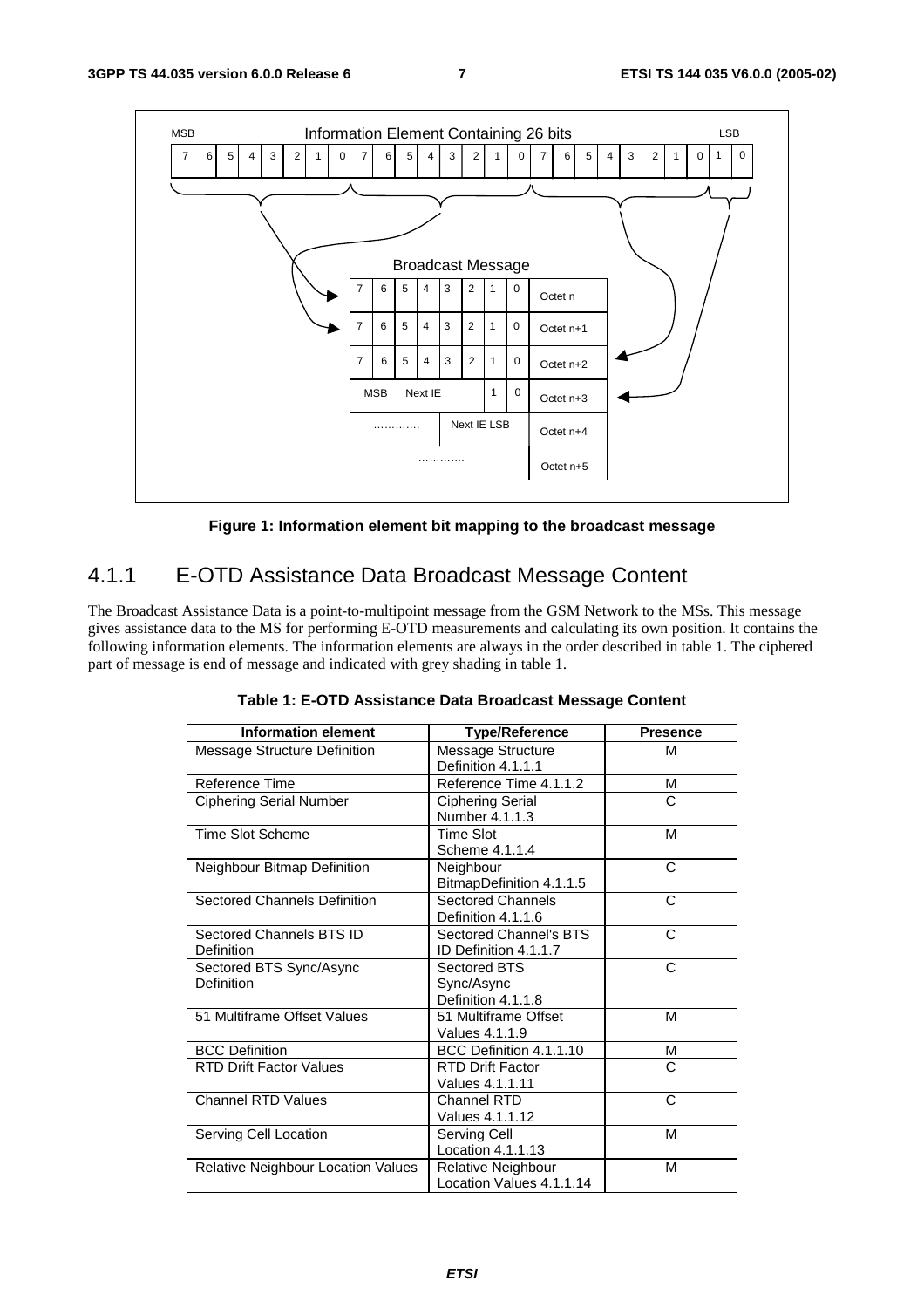**Figure 1: Information element bit mapping to the broadcast message**

## 4.1.1 E-OTD Assistance Data Broadcast Message Content

The Broadcast Assistance Data is a point-to-multipoint message from the GSM Network to the MSs. This message gives assistance data to the MS for performing E-OTD measurements and calculating its own position. It contains the following information elements. The information elements are always in the order described in table 1. The ciphered part of message is end of message and indicated with grey shading in table 1.

**Table 1: E-OTD Assistance Data Broadcast Message Content**

| Information element | Type/Reference | Presence |
|---|---|---|
| Message Structure Definition | Message Structure Definition 4.1.1.1 | M |
| Reference Time | Reference Time 4.1.1.2 | M |
| Ciphering Serial Number | Ciphering Serial Number 4.1.1.3 | C |
| Time Slot Scheme | Time Slot Scheme 4.1.1.4 | M |
| Neighbour Bitmap Definition | Neighbour BitmapDefinition 4.1.1.5 | C |
| Sectored Channels Definition | Sectored Channels Definition 4.1.1.6 | C |
| Sectored Channels BTS ID Definition | Sectored Channel's BTS ID Definition 4.1.1.7 | C |
| Sectored BTS Sync/Async Definition | Sectored BTS Sync/Async Definition 4.1.1.8 | C |
| 51 Multiframe Offset Values | 51 Multiframe Offset Values 4.1.1.9 | M |
| BCC Definition | BCC Definition 4.1.1.10 | M |
| RTD Drift Factor Values | RTD Drift Factor Values 4.1.1.11 | C |
| Channel RTD Values | Channel RTD Values 4.1.1.12 | C |
| Serving Cell Location | Serving Cell Location 4.1.1.13 | M |
| Relative Neighbour Location Values | Relative Neighbour Location Values 4.1.1.14 | M |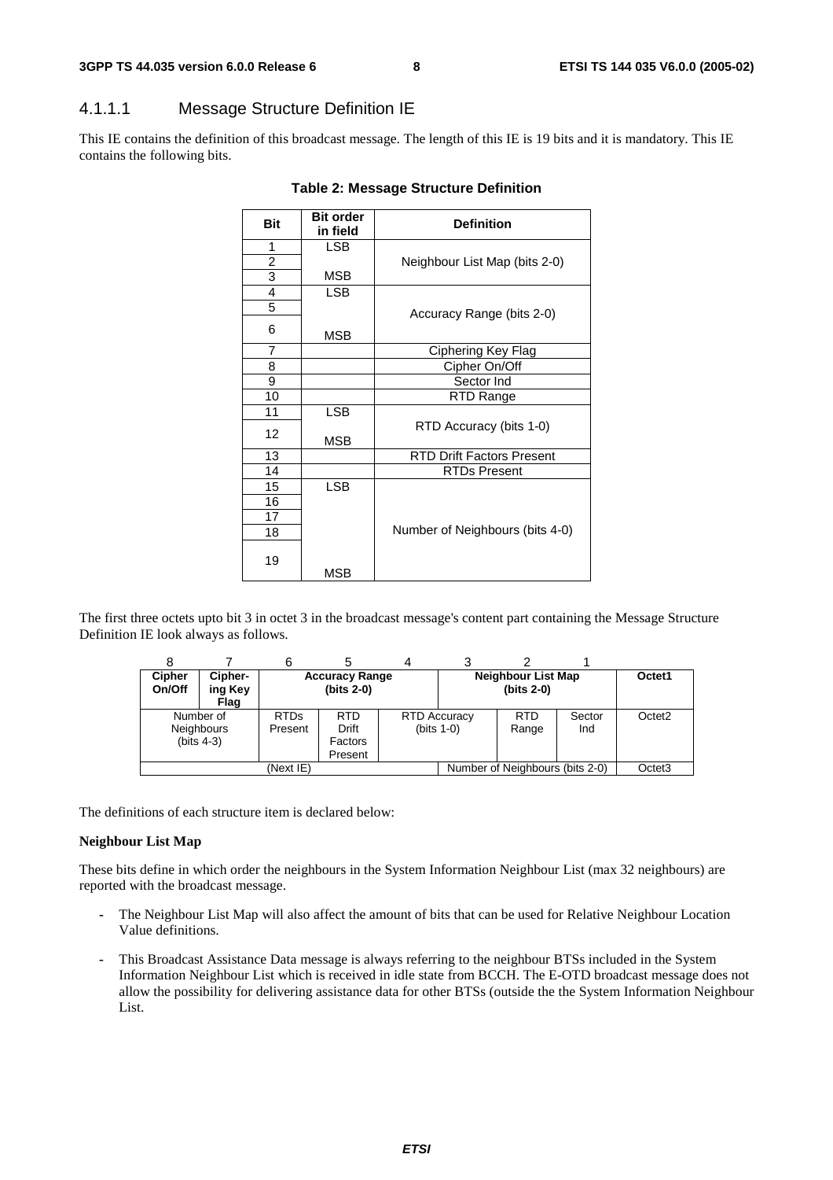### 4.1.1.1 Message Structure Definition IE

This IE contains the definition of this broadcast message. The length of this IE is 19 bits and it is mandatory. This IE contains the following bits.

**Table 2: Message Structure Definition**

| Bit | Bit order in field | Definition |
|---|---|---|
| 1 | LSB | Neighbour List Map (bits 2-0) |
| 2 | | |
| 3 | MSB | |
| 4 | LSB | Accuracy Range (bits 2-0) |
| 5 | | |
| 6 | MSB | |
| 7 | | Ciphering Key Flag |
| 8 | | Cipher On/Off |
| 9 | | Sector Ind |
| 10 | | RTD Range |
| 11 | LSB | RTD Accuracy (bits 1-0) |
| 12 | MSB | |
| 13 | | RTD Drift Factors Present |
| 14 | | RTDs Present |
| 15 | LSB | Number of Neighbours (bits 4-0) |
| 16 | | |
| 17 | | |
| 18 | | |
| 19 | MSB | |

The first three octets upto bit 3 in octet 3 in the broadcast message's content part containing the Message Structure Definition IE look always as follows.

| 8 | 7 | 6 | 5 | 4 | 3 | 2 | 1 | |
|---|---|---|---|---|---|---|---|---|
| **Cipher On/Off** | **Cipher-ing Key Flag** | **Accuracy Range (bits 2-0)** | | | **Neighbour List Map (bits 2-0)** | | | Octet1 |
| Number of Neighbours (bits 4-3) | | RTDs Present | RTD Drift Factors Present | RTD Accuracy (bits 1-0) | | RTD Range | Sector Ind | Octet2 |
| (Next IE) | | | | | Number of Neighbours (bits 2-0) | | | Octet3 |

The definitions of each structure item is declared below:

**Neighbour List Map**

These bits define in which order the neighbours in the System Information Neighbour List (max 32 neighbours) are reported with the broadcast message.

- The Neighbour List Map will also affect the amount of bits that can be used for Relative Neighbour Location Value definitions.
- This Broadcast Assistance Data message is always referring to the neighbour BTSs included in the System Information Neighbour List which is received in idle state from BCCH. The E-OTD broadcast message does not allow the possibility for delivering assistance data for other BTSs (outside the the System Information Neighbour List.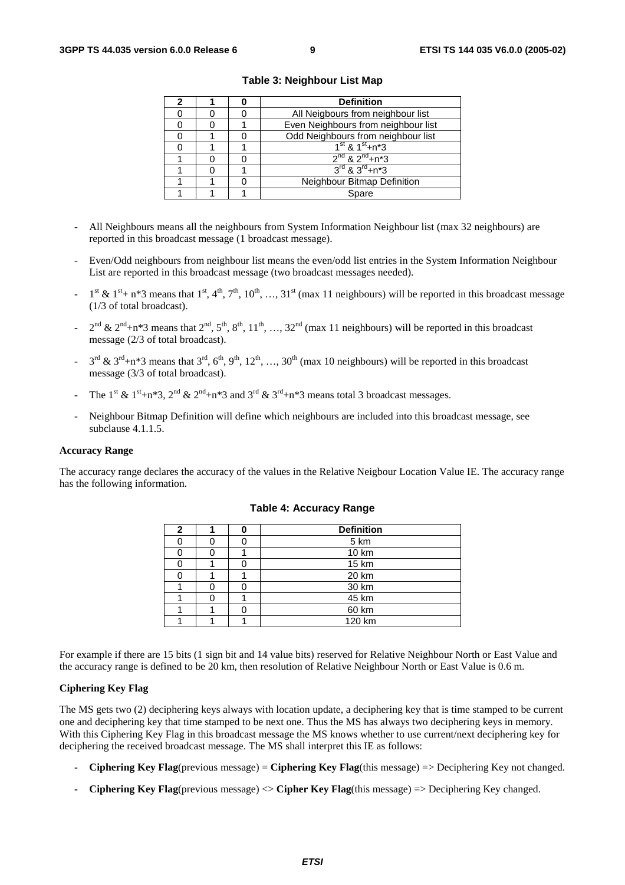**Table 3: Neighbour List Map**

| 2 | 1 | 0 | Definition |
|---|---|---|---|
| 0 | 0 | 0 | All Neigbours from neighbour list |
| 0 | 0 | 1 | Even Neighbours from neighbour list |
| 0 | 1 | 0 | Odd Neighbours from neighbour list |
| 0 | 1 | 1 | $1^{st}$ & $1^{st}$+n*3 |
| 1 | 0 | 0 | $2^{nd}$ & $2^{nd}$+n*3 |
| 1 | 0 | 1 | $3^{rd}$ & $3^{rd}$+n*3 |
| 1 | 1 | 0 | Neighbour Bitmap Definition |
| 1 | 1 | 1 | Spare |

- All Neighbours means all the neighbours from System Information Neighbour list (max 32 neighbours) are reported in this broadcast message (1 broadcast message).
- Even/Odd neighbours from neighbour list means the even/odd list entries in the System Information Neighbour List are reported in this broadcast message (two broadcast messages needed).
- $1^{st}$ & $1^{st}$+ n*3 means that $1^{st}$, $4^{th}$, $7^{th}$, $10^{th}$, …, $31^{st}$ (max 11 neighbours) will be reported in this broadcast message (1/3 of total broadcast).
- $2^{nd}$ & $2^{nd}$+n*3 means that $2^{nd}$, $5^{th}$, $8^{th}$, $11^{th}$, …, $32^{nd}$ (max 11 neighbours) will be reported in this broadcast message (2/3 of total broadcast).
- $3^{rd}$ & $3^{rd}$+n*3 means that $3^{rd}$, $6^{th}$, $9^{th}$, $12^{th}$, …, $30^{th}$ (max 10 neighbours) will be reported in this broadcast message (3/3 of total broadcast).
- The $1^{st}$ & $1^{st}$+n*3, $2^{nd}$ & $2^{nd}$+n*3 and $3^{rd}$ & $3^{rd}$+n*3 means total 3 broadcast messages.
- Neighbour Bitmap Definition will define which neighbours are included into this broadcast message, see subclause 4.1.1.5.

**Accuracy Range**

The accuracy range declares the accuracy of the values in the Relative Neigbour Location Value IE. The accuracy range has the following information.

**Table 4: Accuracy Range**

| 2 | 1 | 0 | Definition |
|---|---|---|---|
| 0 | 0 | 0 | 5 km |
| 0 | 0 | 1 | 10 km |
| 0 | 1 | 0 | 15 km |
| 0 | 1 | 1 | 20 km |
| 1 | 0 | 0 | 30 km |
| 1 | 0 | 1 | 45 km |
| 1 | 1 | 0 | 60 km |
| 1 | 1 | 1 | 120 km |

For example if there are 15 bits (1 sign bit and 14 value bits) reserved for Relative Neighbour North or East Value and the accuracy range is defined to be 20 km, then resolution of Relative Neighbour North or East Value is 0.6 m.

**Ciphering Key Flag**

The MS gets two (2) deciphering keys always with location update, a deciphering key that is time stamped to be current one and deciphering key that time stamped to be next one. Thus the MS has always two deciphering keys in memory. With this Ciphering Key Flag in this broadcast message the MS knows whether to use current/next deciphering key for deciphering the received broadcast message. The MS shall interpret this IE as follows:

- **Ciphering Key Flag**(previous message) = **Ciphering Key Flag**(this message) => Deciphering Key not changed.
- **Ciphering Key Flag**(previous message) <> **Cipher Key Flag**(this message) => Deciphering Key changed.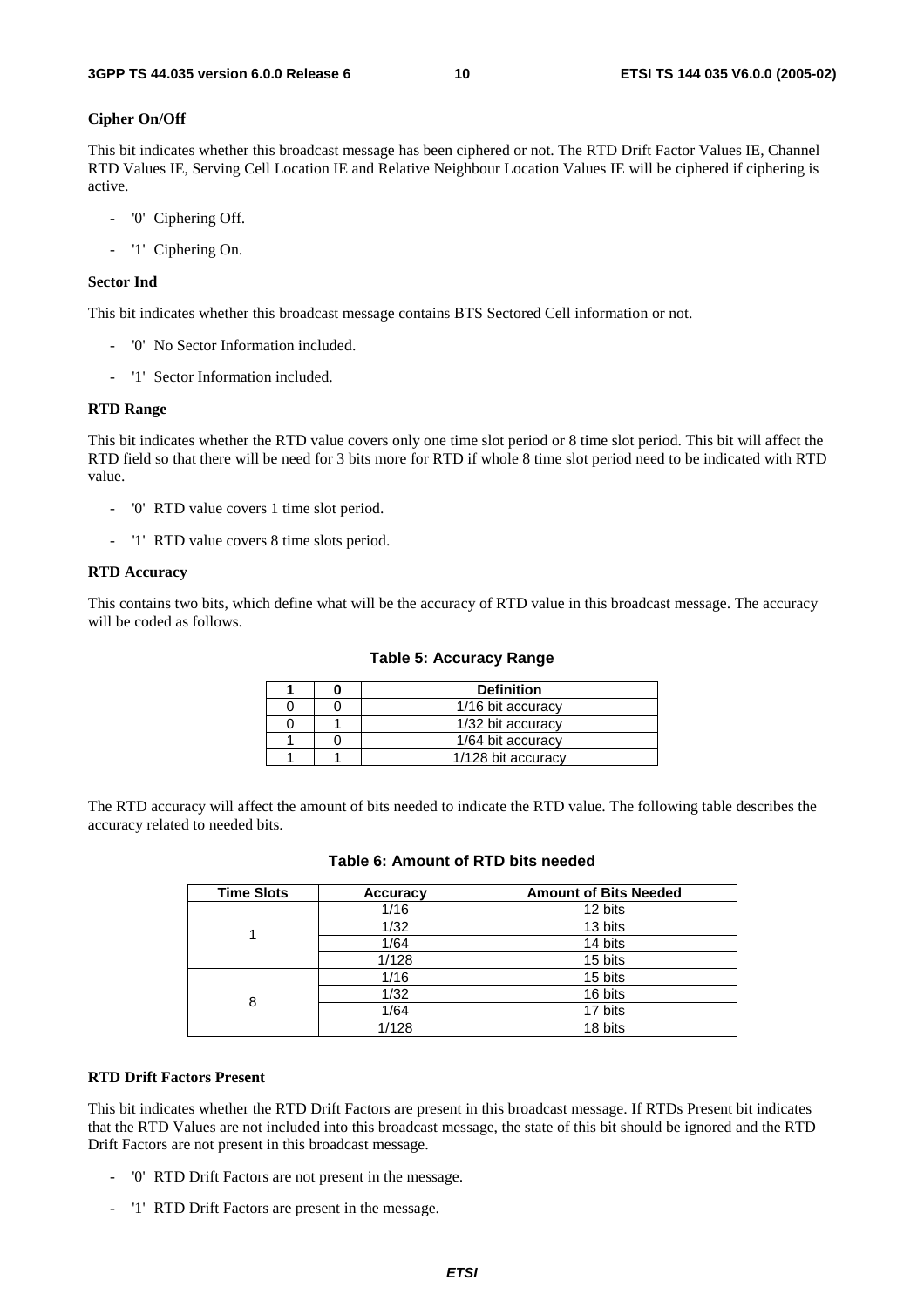**Cipher On/Off**

This bit indicates whether this broadcast message has been ciphered or not. The RTD Drift Factor Values IE, Channel RTD Values IE, Serving Cell Location IE and Relative Neighbour Location Values IE will be ciphered if ciphering is active.

- '0' Ciphering Off.
- '1' Ciphering On.

**Sector Ind**

This bit indicates whether this broadcast message contains BTS Sectored Cell information or not.

- '0' No Sector Information included.
- '1' Sector Information included.

**RTD Range**

This bit indicates whether the RTD value covers only one time slot period or 8 time slot period. This bit will affect the RTD field so that there will be need for 3 bits more for RTD if whole 8 time slot period need to be indicated with RTD value.

- '0' RTD value covers 1 time slot period.
- '1' RTD value covers 8 time slots period.

**RTD Accuracy**

This contains two bits, which define what will be the accuracy of RTD value in this broadcast message. The accuracy will be coded as follows.

**Table 5: Accuracy Range**

| 1 | 0 | Definition |
|---|---|---|
| 0 | 0 | 1/16 bit accuracy |
| 0 | 1 | 1/32 bit accuracy |
| 1 | 0 | 1/64 bit accuracy |
| 1 | 1 | 1/128 bit accuracy |

The RTD accuracy will affect the amount of bits needed to indicate the RTD value. The following table describes the accuracy related to needed bits.

**Table 6: Amount of RTD bits needed**

| Time Slots | Accuracy | Amount of Bits Needed |
|---|---|---|
| 1 | 1/16 | 12 bits |
| | 1/32 | 13 bits |
| | 1/64 | 14 bits |
| | 1/128 | 15 bits |
| 8 | 1/16 | 15 bits |
| | 1/32 | 16 bits |
| | 1/64 | 17 bits |
| | 1/128 | 18 bits |

**RTD Drift Factors Present**

This bit indicates whether the RTD Drift Factors are present in this broadcast message. If RTDs Present bit indicates that the RTD Values are not included into this broadcast message, the state of this bit should be ignored and the RTD Drift Factors are not present in this broadcast message.

- '0' RTD Drift Factors are not present in the message.
- '1' RTD Drift Factors are present in the message.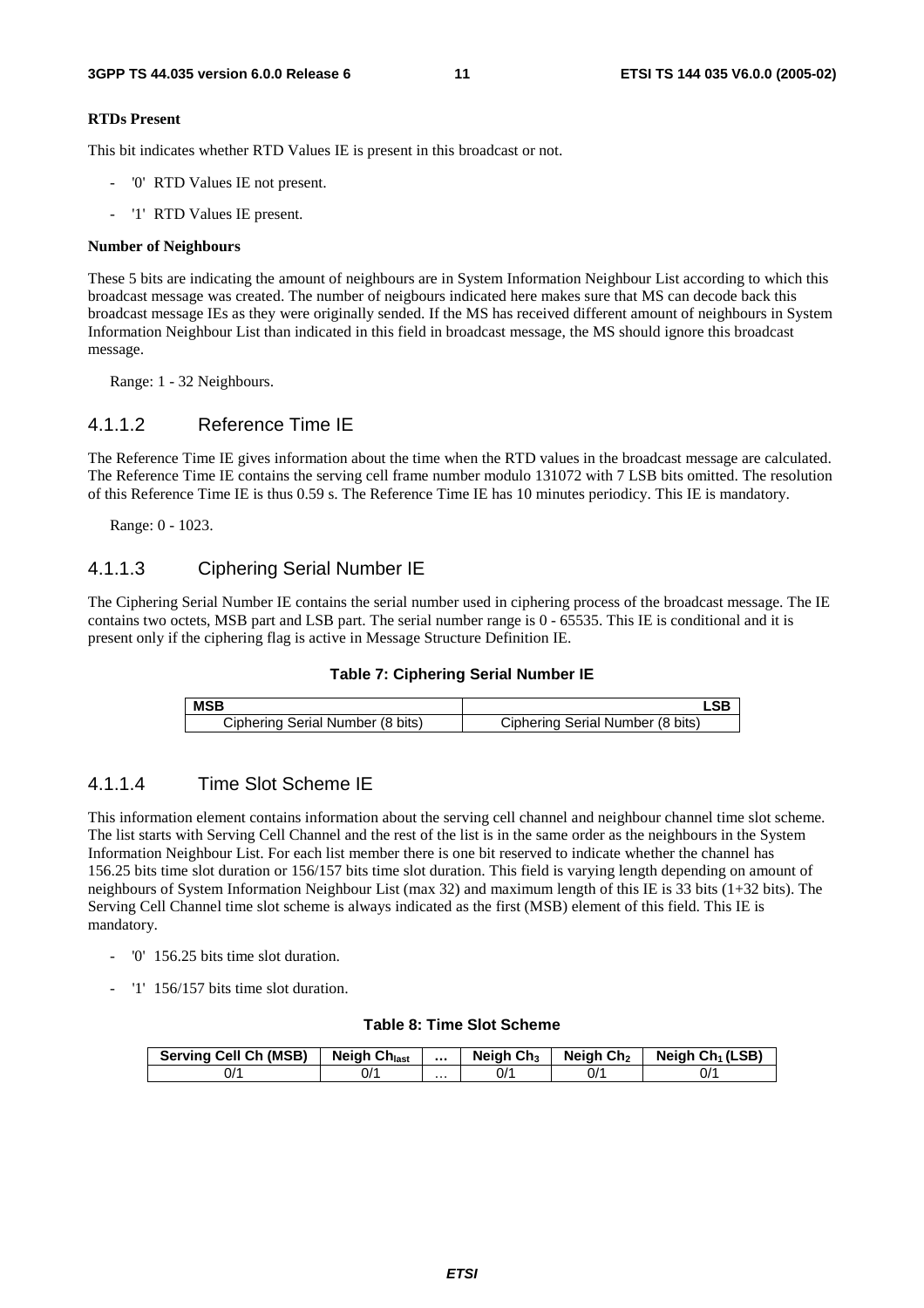**RTDs Present**

This bit indicates whether RTD Values IE is present in this broadcast or not.

- '0' RTD Values IE not present.
- '1' RTD Values IE present.

**Number of Neighbours**

These 5 bits are indicating the amount of neighbours are in System Information Neighbour List according to which this broadcast message was created. The number of neigbours indicated here makes sure that MS can decode back this broadcast message IEs as they were originally sended. If the MS has received different amount of neighbours in System Information Neighbour List than indicated in this field in broadcast message, the MS should ignore this broadcast message.

Range: 1 - 32 Neighbours.

### 4.1.1.2 Reference Time IE

The Reference Time IE gives information about the time when the RTD values in the broadcast message are calculated. The Reference Time IE contains the serving cell frame number modulo 131072 with 7 LSB bits omitted. The resolution of this Reference Time IE is thus 0.59 s. The Reference Time IE has 10 minutes periodicy. This IE is mandatory.

Range: 0 - 1023.

### 4.1.1.3 Ciphering Serial Number IE

The Ciphering Serial Number IE contains the serial number used in ciphering process of the broadcast message. The IE contains two octets, MSB part and LSB part. The serial number range is 0 - 65535. This IE is conditional and it is present only if the ciphering flag is active in Message Structure Definition IE.

**Table 7: Ciphering Serial Number IE**

| MSB | LSB |
|---|---|
| Ciphering Serial Number (8 bits) | Ciphering Serial Number (8 bits) |

### 4.1.1.4 Time Slot Scheme IE

This information element contains information about the serving cell channel and neighbour channel time slot scheme. The list starts with Serving Cell Channel and the rest of the list is in the same order as the neighbours in the System Information Neighbour List. For each list member there is one bit reserved to indicate whether the channel has 156.25 bits time slot duration or 156/157 bits time slot duration. This field is varying length depending on amount of neighbours of System Information Neighbour List (max 32) and maximum length of this IE is 33 bits (1+32 bits). The Serving Cell Channel time slot scheme is always indicated as the first (MSB) element of this field. This IE is mandatory.

- '0' 156.25 bits time slot duration.
- '1' 156/157 bits time slot duration.

**Table 8: Time Slot Scheme**

| Serving Cell Ch (MSB) | Neigh $Ch_{last}$ | … | Neigh $Ch_3$ | Neigh $Ch_2$ | Neigh $Ch_1$ (LSB) |
|---|---|---|---|---|---|
| 0/1 | 0/1 | … | 0/1 | 0/1 | 0/1 |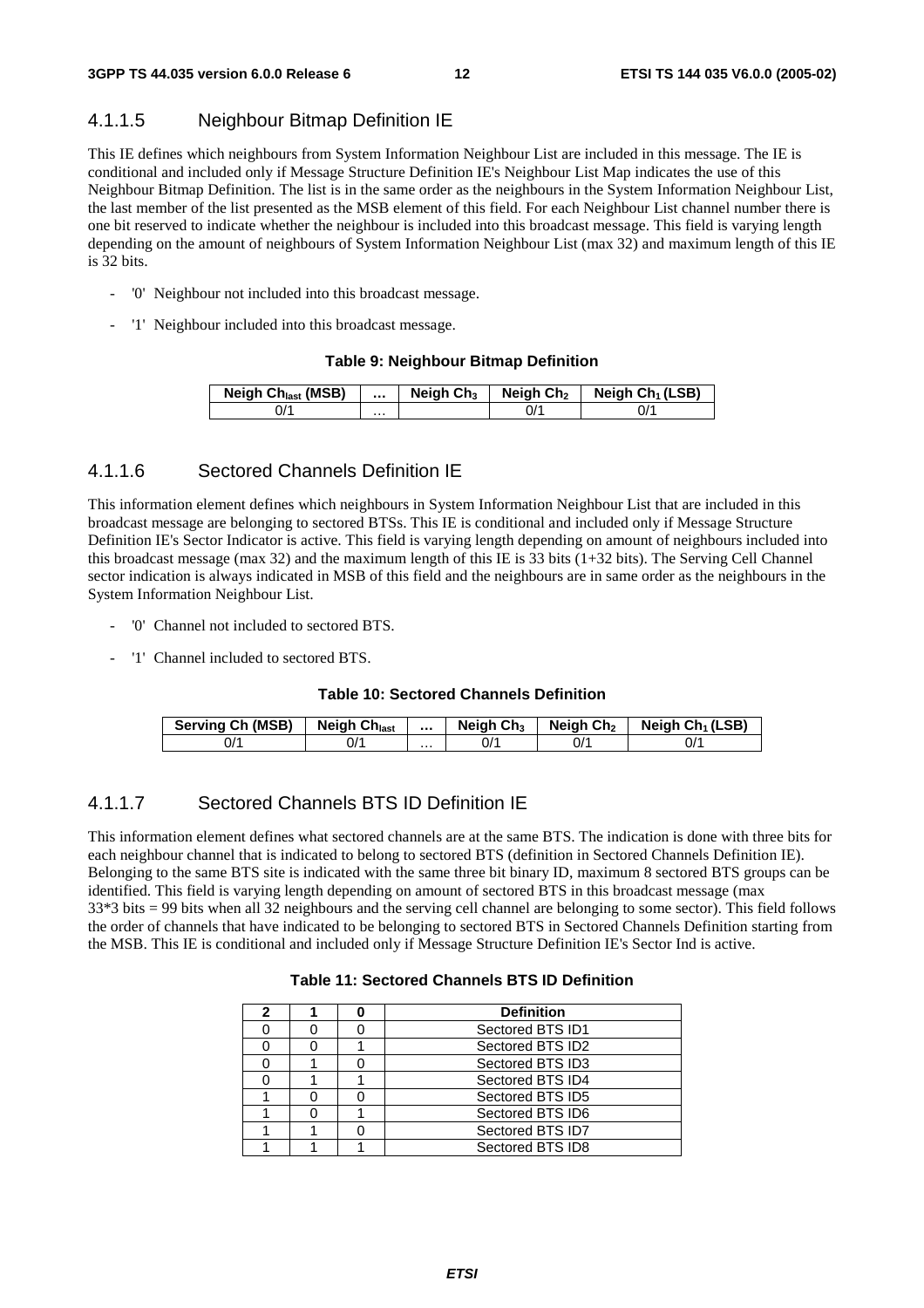### 4.1.1.5 Neighbour Bitmap Definition IE

This IE defines which neighbours from System Information Neighbour List are included in this message. The IE is conditional and included only if Message Structure Definition IE's Neighbour List Map indicates the use of this Neighbour Bitmap Definition. The list is in the same order as the neighbours in the System Information Neighbour List, the last member of the list presented as the MSB element of this field. For each Neighbour List channel number there is one bit reserved to indicate whether the neighbour is included into this broadcast message. This field is varying length depending on the amount of neighbours of System Information Neighbour List (max 32) and maximum length of this IE is 32 bits.

- '0' Neighbour not included into this broadcast message.
- '1' Neighbour included into this broadcast message.

**Table 9: Neighbour Bitmap Definition**

| Neigh $Ch_{last}$ (MSB) | … | Neigh $Ch_3$ | Neigh $Ch_2$ | Neigh $Ch_1$ (LSB) |
|---|---|---|---|---|
| 0/1 | … | | 0/1 | 0/1 |

### 4.1.1.6 Sectored Channels Definition IE

This information element defines which neighbours in System Information Neighbour List that are included in this broadcast message are belonging to sectored BTSs. This IE is conditional and included only if Message Structure Definition IE's Sector Indicator is active. This field is varying length depending on amount of neighbours included into this broadcast message (max 32) and the maximum length of this IE is 33 bits (1+32 bits). The Serving Cell Channel sector indication is always indicated in MSB of this field and the neighbours are in same order as the neighbours in the System Information Neighbour List.

- '0' Channel not included to sectored BTS.
- '1' Channel included to sectored BTS.

**Table 10: Sectored Channels Definition**

| Serving Ch (MSB) | Neigh $Ch_{last}$ | … | Neigh $Ch_3$ | Neigh $Ch_2$ | Neigh $Ch_1$ (LSB) |
|---|---|---|---|---|---|
| 0/1 | 0/1 | … | 0/1 | 0/1 | 0/1 |

### 4.1.1.7 Sectored Channels BTS ID Definition IE

This information element defines what sectored channels are at the same BTS. The indication is done with three bits for each neighbour channel that is indicated to belong to sectored BTS (definition in Sectored Channels Definition IE). Belonging to the same BTS site is indicated with the same three bit binary ID, maximum 8 sectored BTS groups can be identified. This field is varying length depending on amount of sectored BTS in this broadcast message (max 33*3 bits = 99 bits when all 32 neighbours and the serving cell channel are belonging to some sector). This field follows the order of channels that have indicated to be belonging to sectored BTS in Sectored Channels Definition starting from the MSB. This IE is conditional and included only if Message Structure Definition IE's Sector Ind is active.

**Table 11: Sectored Channels BTS ID Definition**

| 2 | 1 | 0 | Definition |
|---|---|---|---|
| 0 | 0 | 0 | Sectored BTS ID1 |
| 0 | 0 | 1 | Sectored BTS ID2 |
| 0 | 1 | 0 | Sectored BTS ID3 |
| 0 | 1 | 1 | Sectored BTS ID4 |
| 1 | 0 | 0 | Sectored BTS ID5 |
| 1 | 0 | 1 | Sectored BTS ID6 |
| 1 | 1 | 0 | Sectored BTS ID7 |
| 1 | 1 | 1 | Sectored BTS ID8 |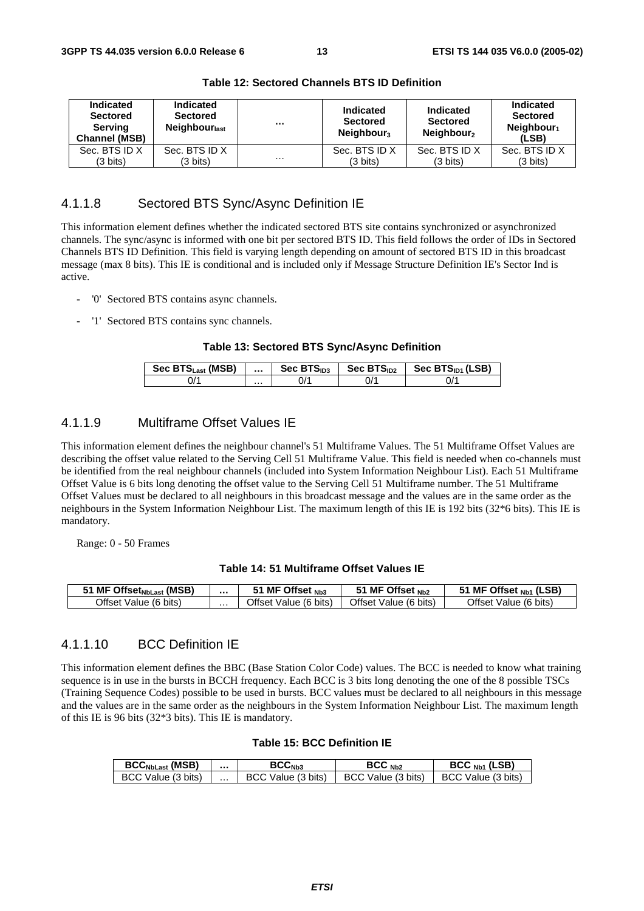**Table 12: Sectored Channels BTS ID Definition**

| Indicated Sectored Serving Channel (MSB) | Indicated Sectored $Neighbour_{last}$ | ... | Indicated Sectored $Neighbour_3$ | Indicated Sectored $Neighbour_2$ | Indicated Sectored $Neighbour_1$ (LSB) |
|---|---|---|---|---|---|
| Sec. BTS ID X (3 bits) | Sec. BTS ID X (3 bits) | ... | Sec. BTS ID X (3 bits) | Sec. BTS ID X (3 bits) | Sec. BTS ID X (3 bits) |

### 4.1.1.8 Sectored BTS Sync/Async Definition IE

This information element defines whether the indicated sectored BTS site contains synchronized or asynchronized channels. The sync/async is informed with one bit per sectored BTS ID. This field follows the order of IDs in Sectored Channels BTS ID Definition. This field is varying length depending on amount of sectored BTS ID in this broadcast message (max 8 bits). This IE is conditional and is included only if Message Structure Definition IE's Sector Ind is active.

- '0' Sectored BTS contains async channels.
- '1' Sectored BTS contains sync channels.

**Table 13: Sectored BTS Sync/Async Definition**

| Sec $BTS_{Last}$ (MSB) | ... | Sec $BTS_{ID3}$ | Sec $BTS_{ID2}$ | Sec $BTS_{ID1}$ (LSB) |
|---|---|---|---|---|
| 0/1 | ... | 0/1 | 0/1 | 0/1 |

### 4.1.1.9 Multiframe Offset Values IE

This information element defines the neighbour channel's 51 Multiframe Values. The 51 Multiframe Offset Values are describing the offset value related to the Serving Cell 51 Multiframe Value. This field is needed when co-channels must be identified from the real neighbour channels (included into System Information Neighbour List). Each 51 Multiframe Offset Value is 6 bits long denoting the offset value to the Serving Cell 51 Multiframe number. The 51 Multiframe Offset Values must be declared to all neighbours in this broadcast message and the values are in the same order as the neighbours in the System Information Neighbour List. The maximum length of this IE is 192 bits (32*6 bits). This IE is mandatory.

Range: 0 - 50 Frames

**Table 14: 51 Multiframe Offset Values IE**

| 51 MF $Offset_{NbLast}$ (MSB) | ... | 51 MF Offset $_{Nb3}$ | 51 MF Offset $_{Nb2}$ | 51 MF Offset $_{Nb1}$ (LSB) |
|---|---|---|---|---|
| Offset Value (6 bits) | ... | Offset Value (6 bits) | Offset Value (6 bits) | Offset Value (6 bits) |

### 4.1.1.10 BCC Definition IE

This information element defines the BBC (Base Station Color Code) values. The BCC is needed to know what training sequence is in use in the bursts in BCCH frequency. Each BCC is 3 bits long denoting the one of the 8 possible TSCs (Training Sequence Codes) possible to be used in bursts. BCC values must be declared to all neighbours in this message and the values are in the same order as the neighbours in the System Information Neighbour List. The maximum length of this IE is 96 bits (32*3 bits). This IE is mandatory.

**Table 15: BCC Definition IE**

| $BCC_{NbLast}$ (MSB) | ... | $BCC_{Nb3}$ | BCC $_{Nb2}$ | BCC $_{Nb1}$ (LSB) |
|---|---|---|---|---|
| BCC Value (3 bits) | ... | BCC Value (3 bits) | BCC Value (3 bits) | BCC Value (3 bits) |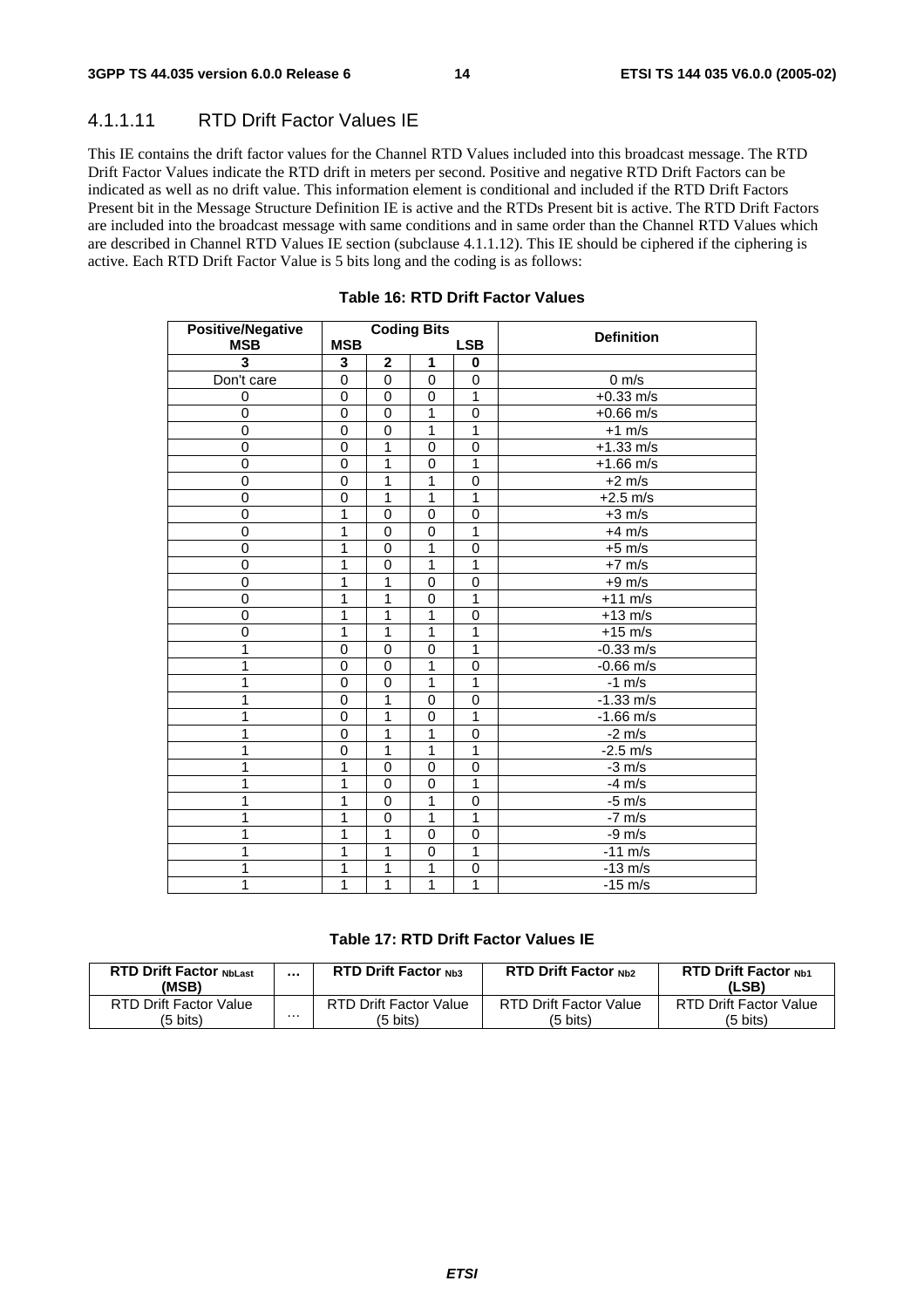#### 4.1.1.11 RTD Drift Factor Values IE

This IE contains the drift factor values for the Channel RTD Values included into this broadcast message. The RTD Drift Factor Values indicate the RTD drift in meters per second. Positive and negative RTD Drift Factors can be indicated as well as no drift value. This information element is conditional and included if the RTD Drift Factors Present bit in the Message Structure Definition IE is active and the RTDs Present bit is active. The RTD Drift Factors are included into the broadcast message with same conditions and in same order than the Channel RTD Values which are described in Channel RTD Values IE section (subclause 4.1.1.12). This IE should be ciphered if the ciphering is active. Each RTD Drift Factor Value is 5 bits long and the coding is as follows:

**Table 16: RTD Drift Factor Values**

| Positive/Negative MSB | Coding Bits MSB | | | LSB | Definition |
|---|---|---|---|---|---|
| **3** | **3** | **2** | **1** | **0** | |
| Don't care | 0 | 0 | 0 | 0 | 0 m/s |
| 0 | 0 | 0 | 0 | 1 | +0.33 m/s |
| 0 | 0 | 0 | 1 | 0 | +0.66 m/s |
| 0 | 0 | 0 | 1 | 1 | +1 m/s |
| 0 | 0 | 1 | 0 | 0 | +1.33 m/s |
| 0 | 0 | 1 | 0 | 1 | +1.66 m/s |
| 0 | 0 | 1 | 1 | 0 | +2 m/s |
| 0 | 0 | 1 | 1 | 1 | +2.5 m/s |
| 0 | 1 | 0 | 0 | 0 | +3 m/s |
| 0 | 1 | 0 | 0 | 1 | +4 m/s |
| 0 | 1 | 0 | 1 | 0 | +5 m/s |
| 0 | 1 | 0 | 1 | 1 | +7 m/s |
| 0 | 1 | 1 | 0 | 0 | +9 m/s |
| 0 | 1 | 1 | 0 | 1 | +11 m/s |
| 0 | 1 | 1 | 1 | 0 | +13 m/s |
| 0 | 1 | 1 | 1 | 1 | +15 m/s |
| 1 | 0 | 0 | 0 | 1 | -0.33 m/s |
| 1 | 0 | 0 | 1 | 0 | -0.66 m/s |
| 1 | 0 | 0 | 1 | 1 | -1 m/s |
| 1 | 0 | 1 | 0 | 0 | -1.33 m/s |
| 1 | 0 | 1 | 0 | 1 | -1.66 m/s |
| 1 | 0 | 1 | 1 | 0 | -2 m/s |
| 1 | 0 | 1 | 1 | 1 | -2.5 m/s |
| 1 | 1 | 0 | 0 | 0 | -3 m/s |
| 1 | 1 | 0 | 0 | 1 | -4 m/s |
| 1 | 1 | 0 | 1 | 0 | -5 m/s |
| 1 | 1 | 0 | 1 | 1 | -7 m/s |
| 1 | 1 | 1 | 0 | 0 | -9 m/s |
| 1 | 1 | 1 | 0 | 1 | -11 m/s |
| 1 | 1 | 1 | 1 | 0 | -13 m/s |
| 1 | 1 | 1 | 1 | 1 | -15 m/s |

**Table 17: RTD Drift Factor Values IE**

| RTD Drift Factor $_{NbLast}$ (MSB) | ... | RTD Drift Factor $_{Nb3}$ | RTD Drift Factor $_{Nb2}$ | RTD Drift Factor $_{Nb1}$ (LSB) |
|---|---|---|---|---|
| RTD Drift Factor Value (5 bits) | ... | RTD Drift Factor Value (5 bits) | RTD Drift Factor Value (5 bits) | RTD Drift Factor Value (5 bits) |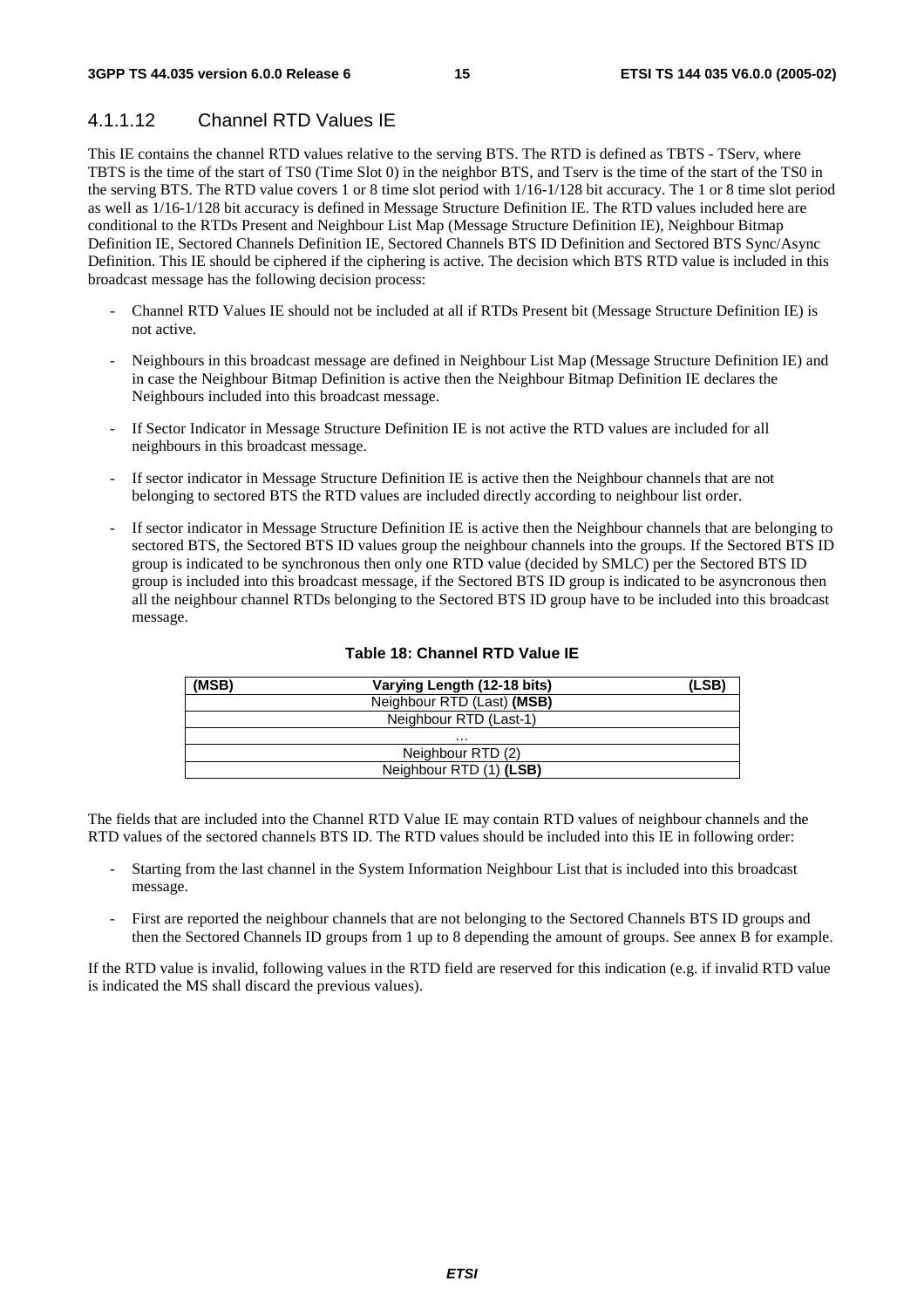#### 4.1.1.12 Channel RTD Values IE

This IE contains the channel RTD values relative to the serving BTS. The RTD is defined as TBTS - TServ, where TBTS is the time of the start of TS0 (Time Slot 0) in the neighbor BTS, and Tserv is the time of the start of the TS0 in the serving BTS. The RTD value covers 1 or 8 time slot period with 1/16-1/128 bit accuracy. The 1 or 8 time slot period as well as 1/16-1/128 bit accuracy is defined in Message Structure Definition IE. The RTD values included here are conditional to the RTDs Present and Neighbour List Map (Message Structure Definition IE), Neighbour Bitmap Definition IE, Sectored Channels Definition IE, Sectored Channels BTS ID Definition and Sectored BTS Sync/Async Definition. This IE should be ciphered if the ciphering is active. The decision which BTS RTD value is included in this broadcast message has the following decision process:

- Channel RTD Values IE should not be included at all if RTDs Present bit (Message Structure Definition IE) is not active.
- Neighbours in this broadcast message are defined in Neighbour List Map (Message Structure Definition IE) and in case the Neighbour Bitmap Definition is active then the Neighbour Bitmap Definition IE declares the Neighbours included into this broadcast message.
- If Sector Indicator in Message Structure Definition IE is not active the RTD values are included for all neighbours in this broadcast message.
- If sector indicator in Message Structure Definition IE is active then the Neighbour channels that are not belonging to sectored BTS the RTD values are included directly according to neighbour list order.
- If sector indicator in Message Structure Definition IE is active then the Neighbour channels that are belonging to sectored BTS, the Sectored BTS ID values group the neighbour channels into the groups. If the Sectored BTS ID group is indicated to be synchronous then only one RTD value (decided by SMLC) per the Sectored BTS ID group is included into this broadcast message, if the Sectored BTS ID group is indicated to be asyncronous then all the neighbour channel RTDs belonging to the Sectored BTS ID group have to be included into this broadcast message.

**Table 18: Channel RTD Value IE**

| (MSB) | Varying Length (12-18 bits) | (LSB) |
|---|---|---|
| | Neighbour RTD (Last) **(MSB)** | |
| | Neighbour RTD (Last-1) | |
| | … | |
| | Neighbour RTD (2) | |
| | Neighbour RTD (1) **(LSB)** | |

The fields that are included into the Channel RTD Value IE may contain RTD values of neighbour channels and the RTD values of the sectored channels BTS ID. The RTD values should be included into this IE in following order:

- Starting from the last channel in the System Information Neighbour List that is included into this broadcast message.
- First are reported the neighbour channels that are not belonging to the Sectored Channels BTS ID groups and then the Sectored Channels ID groups from 1 up to 8 depending the amount of groups. See annex B for example.

If the RTD value is invalid, following values in the RTD field are reserved for this indication (e.g. if invalid RTD value is indicated the MS shall discard the previous values).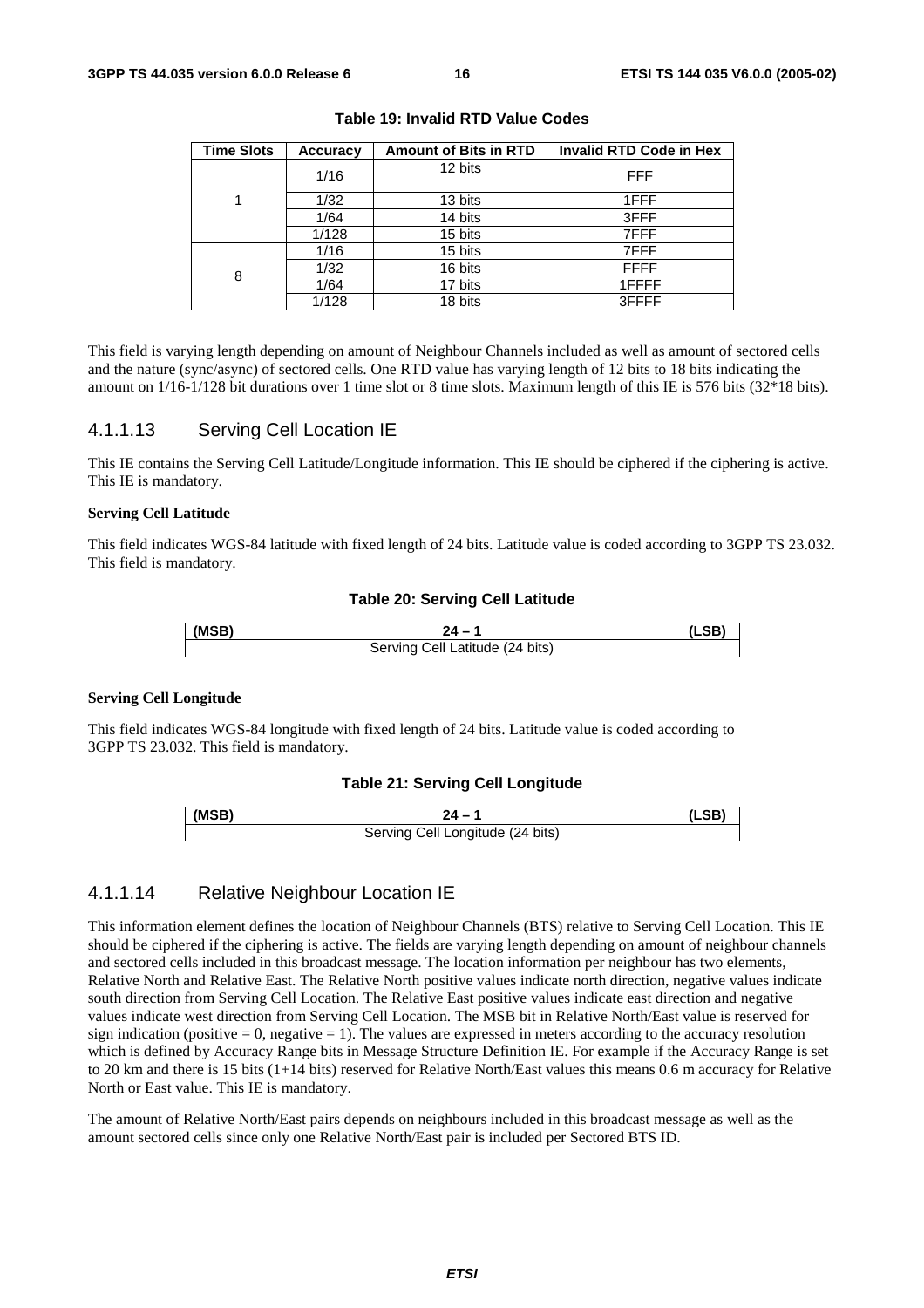**Table 19: Invalid RTD Value Codes**

| Time Slots | Accuracy | Amount of Bits in RTD | Invalid RTD Code in Hex |
|---|---|---|---|
| 1 | 1/16 | 12 bits | FFF |
| | 1/32 | 13 bits | 1FFF |
| | 1/64 | 14 bits | 3FFF |
| | 1/128 | 15 bits | 7FFF |
| 8 | 1/16 | 15 bits | 7FFF |
| | 1/32 | 16 bits | FFFF |
| | 1/64 | 17 bits | 1FFFF |
| | 1/128 | 18 bits | 3FFFF |

This field is varying length depending on amount of Neighbour Channels included as well as amount of sectored cells and the nature (sync/async) of sectored cells. One RTD value has varying length of 12 bits to 18 bits indicating the amount on 1/16-1/128 bit durations over 1 time slot or 8 time slots. Maximum length of this IE is 576 bits (32*18 bits).

### 4.1.1.13 Serving Cell Location IE

This IE contains the Serving Cell Latitude/Longitude information. This IE should be ciphered if the ciphering is active. This IE is mandatory.

**Serving Cell Latitude**

This field indicates WGS-84 latitude with fixed length of 24 bits. Latitude value is coded according to 3GPP TS 23.032. This field is mandatory.

**Table 20: Serving Cell Latitude**

| (MSB) | 24 – 1 | (LSB) |
|---|---|---|
| Serving Cell Latitude (24 bits) | | |

**Serving Cell Longitude**

This field indicates WGS-84 longitude with fixed length of 24 bits. Latitude value is coded according to 3GPP TS 23.032. This field is mandatory.

**Table 21: Serving Cell Longitude**

| (MSB) | 24 – 1 | (LSB) |
|---|---|---|
| Serving Cell Longitude (24 bits) | | |

### 4.1.1.14 Relative Neighbour Location IE

This information element defines the location of Neighbour Channels (BTS) relative to Serving Cell Location. This IE should be ciphered if the ciphering is active. The fields are varying length depending on amount of neighbour channels and sectored cells included in this broadcast message. The location information per neighbour has two elements, Relative North and Relative East. The Relative North positive values indicate north direction, negative values indicate south direction from Serving Cell Location. The Relative East positive values indicate east direction and negative values indicate west direction from Serving Cell Location. The MSB bit in Relative North/East value is reserved for sign indication (positive = 0, negative = 1). The values are expressed in meters according to the accuracy resolution which is defined by Accuracy Range bits in Message Structure Definition IE. For example if the Accuracy Range is set to 20 km and there is 15 bits (1+14 bits) reserved for Relative North/East values this means 0.6 m accuracy for Relative North or East value. This IE is mandatory.

The amount of Relative North/East pairs depends on neighbours included in this broadcast message as well as the amount sectored cells since only one Relative North/East pair is included per Sectored BTS ID.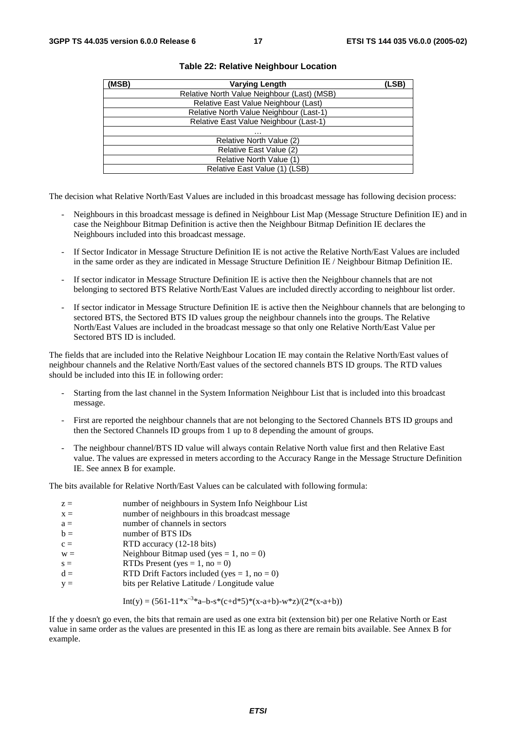**Table 22: Relative Neighbour Location**

| (MSB) | Varying Length | (LSB) |
|---|---|---|
| | Relative North Value Neighbour (Last) (MSB) | |
| | Relative East Value Neighbour (Last) | |
| | Relative North Value Neighbour (Last-1) | |
| | Relative East Value Neighbour (Last-1) | |
| | … | |
| | Relative North Value (2) | |
| | Relative East Value (2) | |
| | Relative North Value (1) | |
| | Relative East Value (1) (LSB) | |

The decision what Relative North/East Values are included in this broadcast message has following decision process:

- Neighbours in this broadcast message is defined in Neighbour List Map (Message Structure Definition IE) and in case the Neighbour Bitmap Definition is active then the Neighbour Bitmap Definition IE declares the Neighbours included into this broadcast message.
- If Sector Indicator in Message Structure Definition IE is not active the Relative North/East Values are included in the same order as they are indicated in Message Structure Definition IE / Neighbour Bitmap Definition IE.
- If sector indicator in Message Structure Definition IE is active then the Neighbour channels that are not belonging to sectored BTS Relative North/East Values are included directly according to neighbour list order.
- If sector indicator in Message Structure Definition IE is active then the Neighbour channels that are belonging to sectored BTS, the Sectored BTS ID values group the neighbour channels into the groups. The Relative North/East Values are included in the broadcast message so that only one Relative North/East Value per Sectored BTS ID is included.

The fields that are included into the Relative Neighbour Location IE may contain the Relative North/East values of neighbour channels and the Relative North/East values of the sectored channels BTS ID groups. The RTD values should be included into this IE in following order:

- Starting from the last channel in the System Information Neighbour List that is included into this broadcast message.
- First are reported the neighbour channels that are not belonging to the Sectored Channels BTS ID groups and then the Sectored Channels ID groups from 1 up to 8 depending the amount of groups.
- The neighbour channel/BTS ID value will always contain Relative North value first and then Relative East value. The values are expressed in meters according to the Accuracy Range in the Message Structure Definition IE. See annex B for example.

The bits available for Relative North/East Values can be calculated with following formula:

| | |
|---|---|
| z = | number of neighbours in System Info Neighbour List |
| x = | number of neighbours in this broadcast message |
| a = | number of channels in sectors |
| b = | number of BTS IDs |
| c = | RTD accuracy (12-18 bits) |
| w = | Neighbour Bitmap used (yes = 1, no = 0) |
| s = | RTDs Present (yes = 1, no = 0) |
| d = | RTD Drift Factors included (yes = 1, no = 0) |
| y = | bits per Relative Latitude / Longitude value |

$$Int(y) = (561-11*x^{-3}*a-b-s*(c+d*5)*(x-a+b)-w*z)/(2*(x-a+b))$$

If the y doesn't go even, the bits that remain are used as one extra bit (extension bit) per one Relative North or East value in same order as the values are presented in this IE as long as there are remain bits available. See Annex B for example.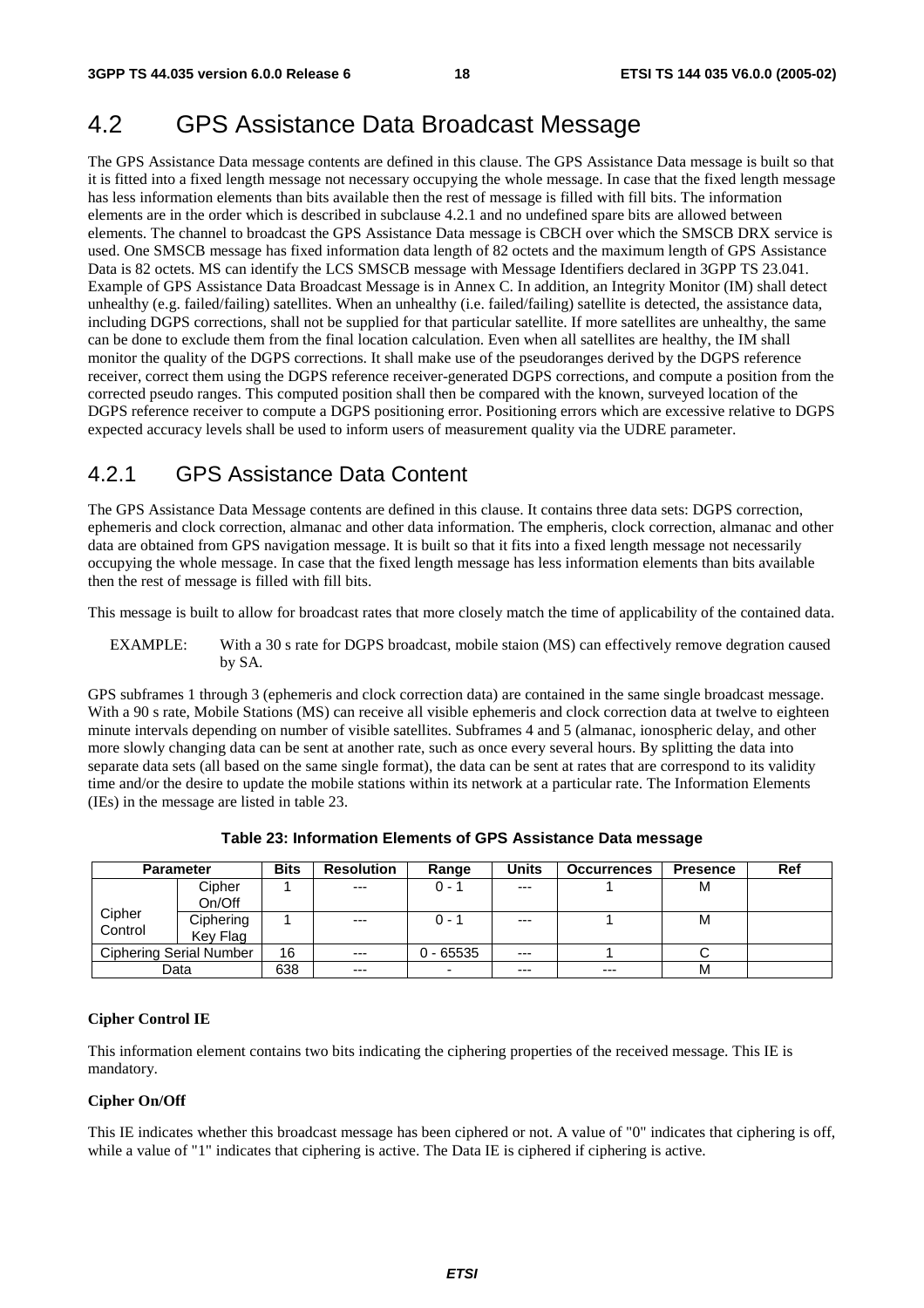## 4.2 GPS Assistance Data Broadcast Message

The GPS Assistance Data message contents are defined in this clause. The GPS Assistance Data message is built so that it is fitted into a fixed length message not necessary occupying the whole message. In case that the fixed length message has less information elements than bits available then the rest of message is filled with fill bits. The information elements are in the order which is described in subclause 4.2.1 and no undefined spare bits are allowed between elements. The channel to broadcast the GPS Assistance Data message is CBCH over which the SMSCB DRX service is used. One SMSCB message has fixed information data length of 82 octets and the maximum length of GPS Assistance Data is 82 octets. MS can identify the LCS SMSCB message with Message Identifiers declared in 3GPP TS 23.041. Example of GPS Assistance Data Broadcast Message is in Annex C. In addition, an Integrity Monitor (IM) shall detect unhealthy (e.g. failed/failing) satellites. When an unhealthy (i.e. failed/failing) satellite is detected, the assistance data, including DGPS corrections, shall not be supplied for that particular satellite. If more satellites are unhealthy, the same can be done to exclude them from the final location calculation. Even when all satellites are healthy, the IM shall monitor the quality of the DGPS corrections. It shall make use of the pseudoranges derived by the DGPS reference receiver, correct them using the DGPS reference receiver-generated DGPS corrections, and compute a position from the corrected pseudo ranges. This computed position shall then be compared with the known, surveyed location of the DGPS reference receiver to compute a DGPS positioning error. Positioning errors which are excessive relative to DGPS expected accuracy levels shall be used to inform users of measurement quality via the UDRE parameter.

### 4.2.1 GPS Assistance Data Content

The GPS Assistance Data Message contents are defined in this clause. It contains three data sets: DGPS correction, ephemeris and clock correction, almanac and other data information. The empheris, clock correction, almanac and other data are obtained from GPS navigation message. It is built so that it fits into a fixed length message not necessarily occupying the whole message. In case that the fixed length message has less information elements than bits available then the rest of message is filled with fill bits.

This message is built to allow for broadcast rates that more closely match the time of applicability of the contained data.

EXAMPLE: With a 30 s rate for DGPS broadcast, mobile staion (MS) can effectively remove degration caused by SA.

GPS subframes 1 through 3 (ephemeris and clock correction data) are contained in the same single broadcast message. With a 90 s rate, Mobile Stations (MS) can receive all visible ephemeris and clock correction data at twelve to eighteen minute intervals depending on number of visible satellites. Subframes 4 and 5 (almanac, ionospheric delay, and other more slowly changing data can be sent at another rate, such as once every several hours. By splitting the data into separate data sets (all based on the same single format), the data can be sent at rates that are correspond to its validity time and/or the desire to update the mobile stations within its network at a particular rate. The Information Elements (IEs) in the message are listed in table 23.

**Table 23: Information Elements of GPS Assistance Data message**

| Parameter | | Bits | Resolution | Range | Units | Occurrences | Presence | Ref |
|---|---|---|---|---|---|---|---|---|
| Cipher Control | Cipher On/Off | 1 | --- | 0 - 1 | --- | 1 | M | |
| | Ciphering Key Flag | 1 | --- | 0 - 1 | --- | 1 | M | |
| Ciphering Serial Number | | 16 | --- | 0 - 65535 | --- | 1 | C | |
| Data | | 638 | --- | - | --- | --- | M | |

**Cipher Control IE**

This information element contains two bits indicating the ciphering properties of the received message. This IE is mandatory.

**Cipher On/Off**

This IE indicates whether this broadcast message has been ciphered or not. A value of "0" indicates that ciphering is off, while a value of "1" indicates that ciphering is active. The Data IE is ciphered if ciphering is active.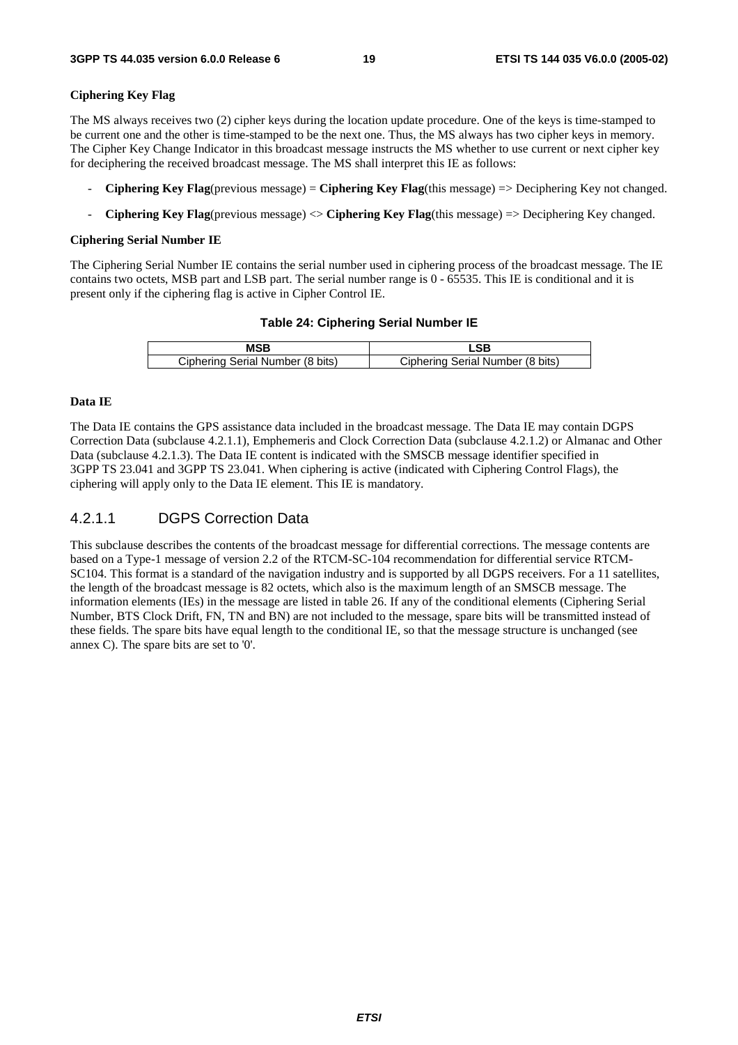**Ciphering Key Flag**

The MS always receives two (2) cipher keys during the location update procedure. One of the keys is time-stamped to be current one and the other is time-stamped to be the next one. Thus, the MS always has two cipher keys in memory. The Cipher Key Change Indicator in this broadcast message instructs the MS whether to use current or next cipher key for deciphering the received broadcast message. The MS shall interpret this IE as follows:

- **Ciphering Key Flag**(previous message) = **Ciphering Key Flag**(this message) => Deciphering Key not changed.
- **Ciphering Key Flag**(previous message) <> **Ciphering Key Flag**(this message) => Deciphering Key changed.

**Ciphering Serial Number IE**

The Ciphering Serial Number IE contains the serial number used in ciphering process of the broadcast message. The IE contains two octets, MSB part and LSB part. The serial number range is 0 - 65535. This IE is conditional and it is present only if the ciphering flag is active in Cipher Control IE.

**Table 24: Ciphering Serial Number IE**

| MSB | LSB |
|---|---|
| Ciphering Serial Number (8 bits) | Ciphering Serial Number (8 bits) |

**Data IE**

The Data IE contains the GPS assistance data included in the broadcast message. The Data IE may contain DGPS Correction Data (subclause 4.2.1.1), Emphemeris and Clock Correction Data (subclause 4.2.1.2) or Almanac and Other Data (subclause 4.2.1.3). The Data IE content is indicated with the SMSCB message identifier specified in 3GPP TS 23.041 and 3GPP TS 23.041. When ciphering is active (indicated with Ciphering Control Flags), the ciphering will apply only to the Data IE element. This IE is mandatory.

### 4.2.1.1 DGPS Correction Data

This subclause describes the contents of the broadcast message for differential corrections. The message contents are based on a Type-1 message of version 2.2 of the RTCM-SC-104 recommendation for differential service RTCM-SC104. This format is a standard of the navigation industry and is supported by all DGPS receivers. For a 11 satellites, the length of the broadcast message is 82 octets, which also is the maximum length of an SMSCB message. The information elements (IEs) in the message are listed in table 26. If any of the conditional elements (Ciphering Serial Number, BTS Clock Drift, FN, TN and BN) are not included to the message, spare bits will be transmitted instead of these fields. The spare bits have equal length to the conditional IE, so that the message structure is unchanged (see annex C). The spare bits are set to '0'.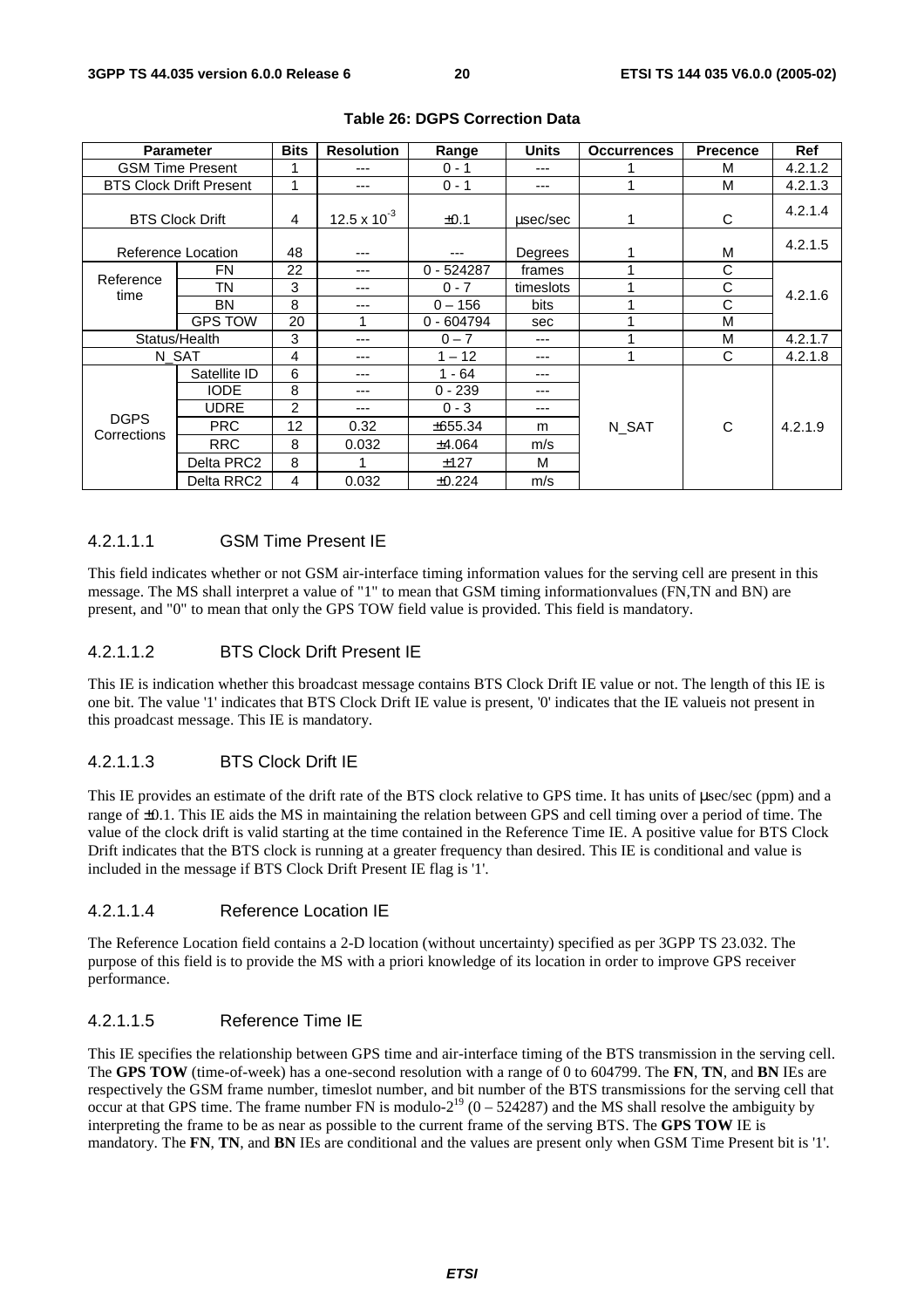**Table 26: DGPS Correction Data**

| Parameter | | Bits | Resolution | Range | Units | Occurrences | Precence | Ref |
|---|---|---|---|---|---|---|---|---|
| GSM Time Present | | 1 | --- | 0 - 1 | --- | 1 | M | 4.2.1.2 |
| BTS Clock Drift Present | | 1 | --- | 0 - 1 | --- | 1 | M | 4.2.1.3 |
| BTS Clock Drift | | 4 | $12.5 \times 10^{-3}$ | ±0.1 | µsec/sec | 1 | C | 4.2.1.4 |
| Reference Location | | 48 | --- | --- | Degrees | 1 | M | 4.2.1.5 |
| Reference time | FN | 22 | --- | 0 - 524287 | frames | 1 | C | 4.2.1.6 |
| | TN | 3 | --- | 0 - 7 | timeslots | 1 | C | |
| | BN | 8 | --- | 0 – 156 | bits | 1 | C | |
| | GPS TOW | 20 | 1 | 0 - 604794 | sec | 1 | M | |
| Status/Health | | 3 | --- | 0 – 7 | --- | 1 | M | 4.2.1.7 |
| N_SAT | | 4 | --- | 1 – 12 | --- | 1 | C | 4.2.1.8 |
| DGPS Corrections | Satellite ID | 6 | --- | 1 - 64 | --- | N_SAT | C | 4.2.1.9 |
| | IODE | 8 | --- | 0 - 239 | --- | | | |
| | UDRE | 2 | --- | 0 - 3 | --- | | | |
| | PRC | 12 | 0.32 | ±655.34 | m | | | |
| | RRC | 8 | 0.032 | ±4.064 | m/s | | | |
| | Delta PRC2 | 8 | 1 | ±127 | M | | | |
| | Delta RRC2 | 4 | 0.032 | ±0.224 | m/s | | | |

#### 4.2.1.1.1 GSM Time Present IE

This field indicates whether or not GSM air-interface timing information values for the serving cell are present in this message. The MS shall interpret a value of "1" to mean that GSM timing informationvalues (FN,TN and BN) are present, and "0" to mean that only the GPS TOW field value is provided. This field is mandatory.

#### 4.2.1.1.2 BTS Clock Drift Present IE

This IE is indication whether this broadcast message contains BTS Clock Drift IE value or not. The length of this IE is one bit. The value '1' indicates that BTS Clock Drift IE value is present, '0' indicates that the IE valueis not present in this proadcast message. This IE is mandatory.

#### 4.2.1.1.3 BTS Clock Drift IE

This IE provides an estimate of the drift rate of the BTS clock relative to GPS time. It has units of µsec/sec (ppm) and a range of ±0.1. This IE aids the MS in maintaining the relation between GPS and cell timing over a period of time. The value of the clock drift is valid starting at the time contained in the Reference Time IE. A positive value for BTS Clock Drift indicates that the BTS clock is running at a greater frequency than desired. This IE is conditional and value is included in the message if BTS Clock Drift Present IE flag is '1'.

#### 4.2.1.1.4 Reference Location IE

The Reference Location field contains a 2-D location (without uncertainty) specified as per 3GPP TS 23.032. The purpose of this field is to provide the MS with a priori knowledge of its location in order to improve GPS receiver performance.

#### 4.2.1.1.5 Reference Time IE

This IE specifies the relationship between GPS time and air-interface timing of the BTS transmission in the serving cell. The **GPS TOW** (time-of-week) has a one-second resolution with a range of 0 to 604799. The **FN**, **TN**, and **BN** IEs are respectively the GSM frame number, timeslot number, and bit number of the BTS transmissions for the serving cell that occur at that GPS time. The frame number FN is modulo-$2^{19}$ ($0 – 524287$) and the MS shall resolve the ambiguity by interpreting the frame to be as near as possible to the current frame of the serving BTS. The **GPS TOW** IE is mandatory. The **FN**, **TN**, and **BN** IEs are conditional and the values are present only when GSM Time Present bit is '1'.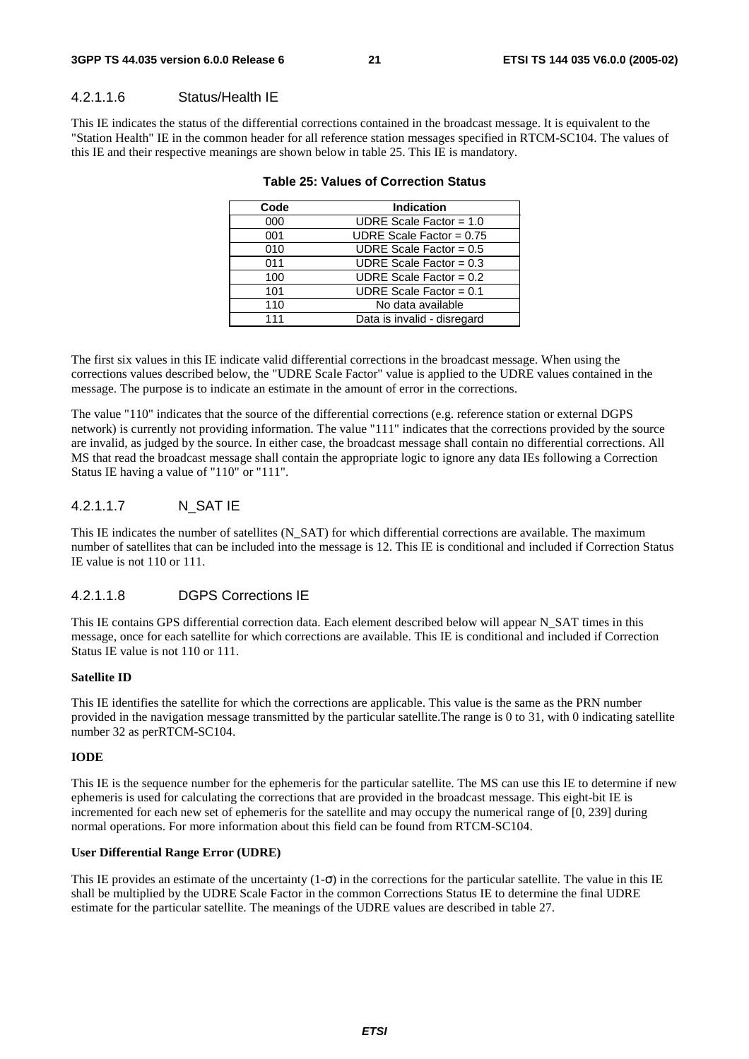#### 4.2.1.1.6 Status/Health IE

This IE indicates the status of the differential corrections contained in the broadcast message. It is equivalent to the "Station Health" IE in the common header for all reference station messages specified in RTCM-SC104. The values of this IE and their respective meanings are shown below in table 25. This IE is mandatory.

**Table 25: Values of Correction Status**

| Code | Indication |
|---|---|
| 000 | UDRE Scale Factor = 1.0 |
| 001 | UDRE Scale Factor = 0.75 |
| 010 | UDRE Scale Factor = 0.5 |
| 011 | UDRE Scale Factor = 0.3 |
| 100 | UDRE Scale Factor = 0.2 |
| 101 | UDRE Scale Factor = 0.1 |
| 110 | No data available |
| 111 | Data is invalid - disregard |

The first six values in this IE indicate valid differential corrections in the broadcast message. When using the corrections values described below, the "UDRE Scale Factor" value is applied to the UDRE values contained in the message. The purpose is to indicate an estimate in the amount of error in the corrections.

The value "110" indicates that the source of the differential corrections (e.g. reference station or external DGPS network) is currently not providing information. The value "111" indicates that the corrections provided by the source are invalid, as judged by the source. In either case, the broadcast message shall contain no differential corrections. All MS that read the broadcast message shall contain the appropriate logic to ignore any data IEs following a Correction Status IE having a value of "110" or "111".

#### 4.2.1.1.7 N_SAT IE

This IE indicates the number of satellites (N_SAT) for which differential corrections are available. The maximum number of satellites that can be included into the message is 12. This IE is conditional and included if Correction Status IE value is not 110 or 111.

#### 4.2.1.1.8 DGPS Corrections IE

This IE contains GPS differential correction data. Each element described below will appear N_SAT times in this message, once for each satellite for which corrections are available. This IE is conditional and included if Correction Status IE value is not 110 or 111.

**Satellite ID**

This IE identifies the satellite for which the corrections are applicable. This value is the same as the PRN number provided in the navigation message transmitted by the particular satellite.The range is 0 to 31, with 0 indicating satellite number 32 as perRTCM-SC104.

**IODE**

This IE is the sequence number for the ephemeris for the particular satellite. The MS can use this IE to determine if new ephemeris is used for calculating the corrections that are provided in the broadcast message. This eight-bit IE is incremented for each new set of ephemeris for the satellite and may occupy the numerical range of [0, 239] during normal operations. For more information about this field can be found from RTCM-SC104.

**User Differential Range Error (UDRE)**

This IE provides an estimate of the uncertainty (1-$\sigma$) in the corrections for the particular satellite. The value in this IE shall be multiplied by the UDRE Scale Factor in the common Corrections Status IE to determine the final UDRE estimate for the particular satellite. The meanings of the UDRE values are described in table 27.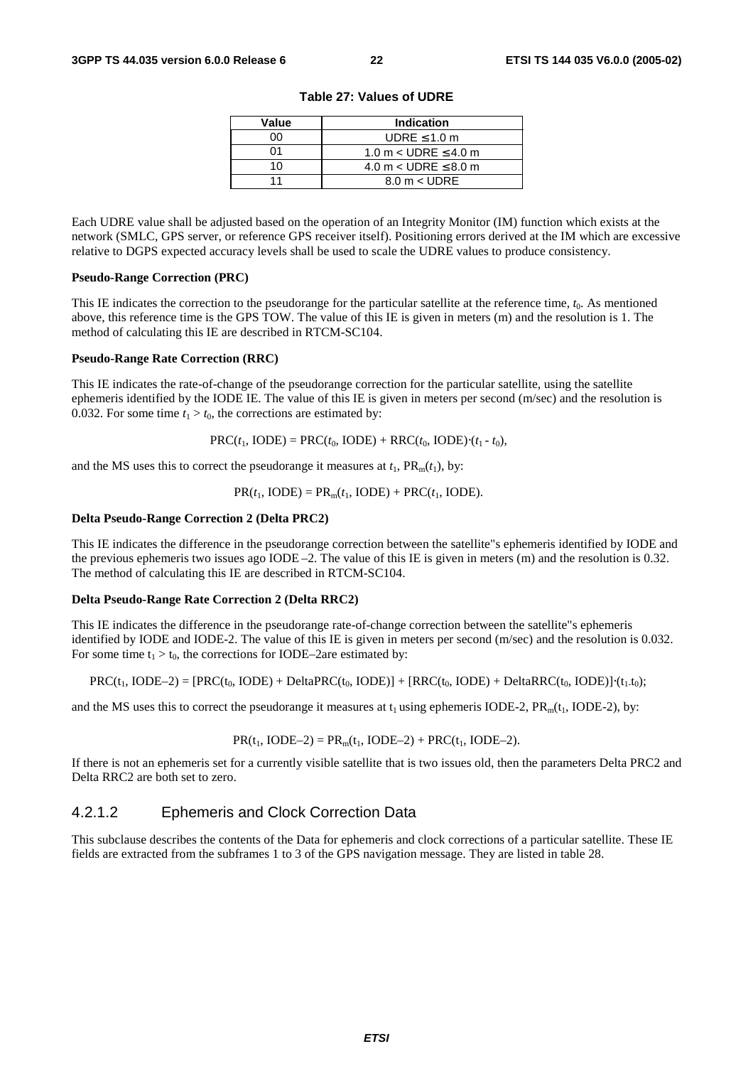**Table 27: Values of UDRE**

| Value | Indication |
| --- | --- |
| 00 | UDRE ≤ 1.0 m |
| 01 | 1.0 m < UDRE ≤ 4.0 m |
| 10 | 4.0 m < UDRE ≤ 8.0 m |
| 11 | 8.0 m < UDRE |

Each UDRE value shall be adjusted based on the operation of an Integrity Monitor (IM) function which exists at the network (SMLC, GPS server, or reference GPS receiver itself). Positioning errors derived at the IM which are excessive relative to DGPS expected accuracy levels shall be used to scale the UDRE values to produce consistency.

**Pseudo-Range Correction (PRC)**

This IE indicates the correction to the pseudorange for the particular satellite at the reference time, $t_0$. As mentioned above, this reference time is the GPS TOW. The value of this IE is given in meters (m) and the resolution is 1. The method of calculating this IE are described in RTCM-SC104.

**Pseudo-Range Rate Correction (RRC)**

This IE indicates the rate-of-change of the pseudorange correction for the particular satellite, using the satellite ephemeris identified by the IODE IE. The value of this IE is given in meters per second (m/sec) and the resolution is 0.032. For some time $t_1 > t_0$, the corrections are estimated by:

$$\mathrm{PRC}(t_1, \mathrm{IODE}) = \mathrm{PRC}(t_0, \mathrm{IODE}) + \mathrm{RRC}(t_0, \mathrm{IODE})\cdot(t_1 - t_0),$$

and the MS uses this to correct the pseudorange it measures at $t_1$, $\mathrm{PR}_m(t_1)$, by:

$$\mathrm{PR}(t_1, \mathrm{IODE}) = \mathrm{PR}_m(t_1, \mathrm{IODE}) + \mathrm{PRC}(t_1, \mathrm{IODE}).$$

**Delta Pseudo-Range Correction 2 (Delta PRC2)**

This IE indicates the difference in the pseudorange correction between the satellite"s ephemeris identified by IODE and the previous ephemeris two issues ago IODE –2. The value of this IE is given in meters (m) and the resolution is 0.32. The method of calculating this IE are described in RTCM-SC104.

**Delta Pseudo-Range Rate Correction 2 (Delta RRC2)**

This IE indicates the difference in the pseudorange rate-of-change correction between the satellite"s ephemeris identified by IODE and IODE-2. The value of this IE is given in meters per second (m/sec) and the resolution is 0.032. For some time $t_1 > t_0$, the corrections for IODE–2are estimated by:

$$\mathrm{PRC}(t_1, \mathrm{IODE}-2) = [\mathrm{PRC}(t_0, \mathrm{IODE}) + \mathrm{DeltaPRC}(t_0, \mathrm{IODE})] + [\mathrm{RRC}(t_0, \mathrm{IODE}) + \mathrm{DeltaRRC}(t_0, \mathrm{IODE})]\cdot(t_1 - t_0);$$

and the MS uses this to correct the pseudorange it measures at $t_1$ using ephemeris IODE-2, $\mathrm{PR}_m(t_1, \mathrm{IODE}-2)$, by:

$$\mathrm{PR}(t_1, \mathrm{IODE}-2) = \mathrm{PR}_m(t_1, \mathrm{IODE}-2) + \mathrm{PRC}(t_1, \mathrm{IODE}-2).$$

If there is not an ephemeris set for a currently visible satellite that is two issues old, then the parameters Delta PRC2 and Delta RRC2 are both set to zero.

### 4.2.1.2 Ephemeris and Clock Correction Data

This subclause describes the contents of the Data for ephemeris and clock corrections of a particular satellite. These IE fields are extracted from the subframes 1 to 3 of the GPS navigation message. They are listed in table 28.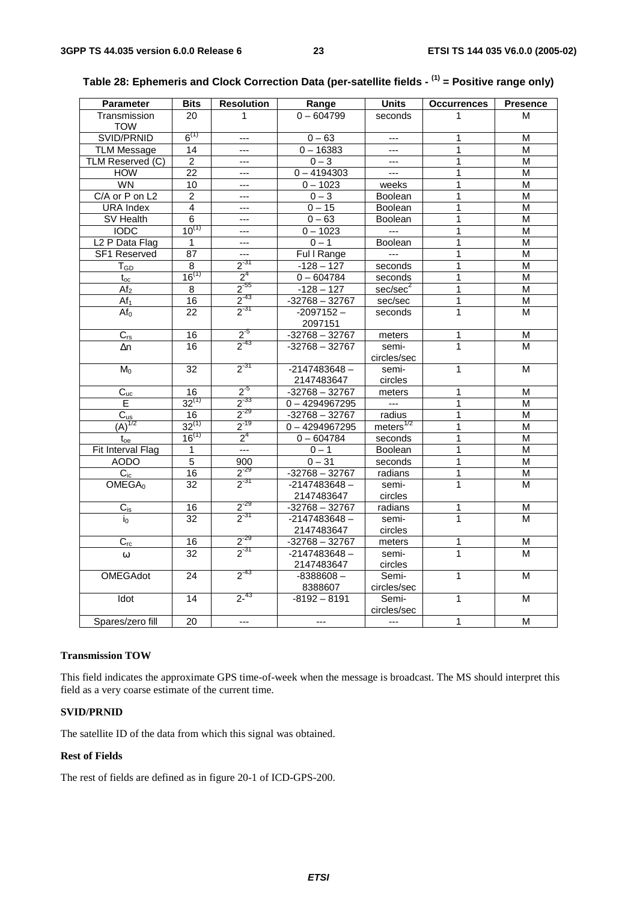**Table 28: Ephemeris and Clock Correction Data (per-satellite fields - (1) = Positive range only)**

| Parameter | Bits | Resolution | Range | Units | Occurrences | Presence |
|---|---|---|---|---|---|---|
| Transmission TOW | 20 | 1 | 0 – 604799 | seconds | 1 | M |
| SVID/PRNID | 6(1) | --- | 0 – 63 | --- | 1 | M |
| TLM Message | 14 | --- | 0 – 16383 | --- | 1 | M |
| TLM Reserved (C) | 2 | --- | 0 – 3 | --- | 1 | M |
| HOW | 22 | --- | 0 – 4194303 | --- | 1 | M |
| WN | 10 | --- | 0 – 1023 | weeks | 1 | M |
| C/A or P on L2 | 2 | --- | 0 – 3 | Boolean | 1 | M |
| URA Index | 4 | --- | 0 – 15 | Boolean | 1 | M |
| SV Health | 6 | --- | 0 – 63 | Boolean | 1 | M |
| IODC | 10(1) | --- | 0 – 1023 | --- | 1 | M |
| L2 P Data Flag | 1 | --- | 0 – 1 | Boolean | 1 | M |
| SF1 Reserved | 87 | --- | Ful l Range | --- | 1 | M |
| $T_{GD}$ | 8 | $2^{-31}$ | -128 – 127 | seconds | 1 | M |
| $t_{oc}$ | 16(1) | $2^{4}$ | 0 – 604784 | seconds | 1 | M |
| $Af_2$ | 8 | $2^{-55}$ | -128 – 127 | sec/sec$^2$ | 1 | M |
| $Af_1$ | 16 | $2^{-43}$ | -32768 – 32767 | sec/sec | 1 | M |
| $Af_0$ | 22 | $2^{-31}$ | -2097152 – 2097151 | seconds | 1 | M |
| $C_{rs}$ | 16 | $2^{-5}$ | -32768 – 32767 | meters | 1 | M |
| Δn | 16 | $2^{-43}$ | -32768 – 32767 | semi-circles/sec | 1 | M |
| $M_0$ | 32 | $2^{-31}$ | -2147483648 – 2147483647 | semi-circles | 1 | M |
| $C_{uc}$ | 16 | $2^{-5}$ | -32768 – 32767 | meters | 1 | M |
| E | 32(1) | $2^{-33}$ | 0 – 4294967295 | --- | 1 | M |
| $C_{us}$ | 16 | $2^{-29}$ | -32768 – 32767 | radius | 1 | M |
| $(A)^{1/2}$ | 32(1) | $2^{-19}$ | 0 – 4294967295 | meters$^{1/2}$ | 1 | M |
| $t_{oe}$ | 16(1) | $2^{4}$ | 0 – 604784 | seconds | 1 | M |
| Fit Interval Flag | 1 | --- | 0 – 1 | Boolean | 1 | M |
| AODO | 5 | 900 | 0 – 31 | seconds | 1 | M |
| $C_{ic}$ | 16 | $2^{-29}$ | -32768 – 32767 | radians | 1 | M |
| $OMEGA_0$ | 32 | $2^{-31}$ | -2147483648 – 2147483647 | semi-circles | 1 | M |
| $C_{is}$ | 16 | $2^{-29}$ | -32768 – 32767 | radians | 1 | M |
| $i_0$ | 32 | $2^{-31}$ | -2147483648 – 2147483647 | semi-circles | 1 | M |
| $C_{rc}$ | 16 | $2^{-29}$ | -32768 – 32767 | meters | 1 | M |
| ω | 32 | $2^{-31}$ | -2147483648 – 2147483647 | semi-circles | 1 | M |
| OMEGAdot | 24 | $2^{-43}$ | -8388608 – 8388607 | Semi-circles/sec | 1 | M |
| Idot | 14 | $2^{-43}$ | -8192 – 8191 | Semi-circles/sec | 1 | M |
| Spares/zero fill | 20 | --- | --- | --- | 1 | M |

**Transmission TOW**

This field indicates the approximate GPS time-of-week when the message is broadcast. The MS should interpret this field as a very coarse estimate of the current time.

**SVID/PRNID**

The satellite ID of the data from which this signal was obtained.

**Rest of Fields**

The rest of fields are defined as in figure 20-1 of ICD-GPS-200.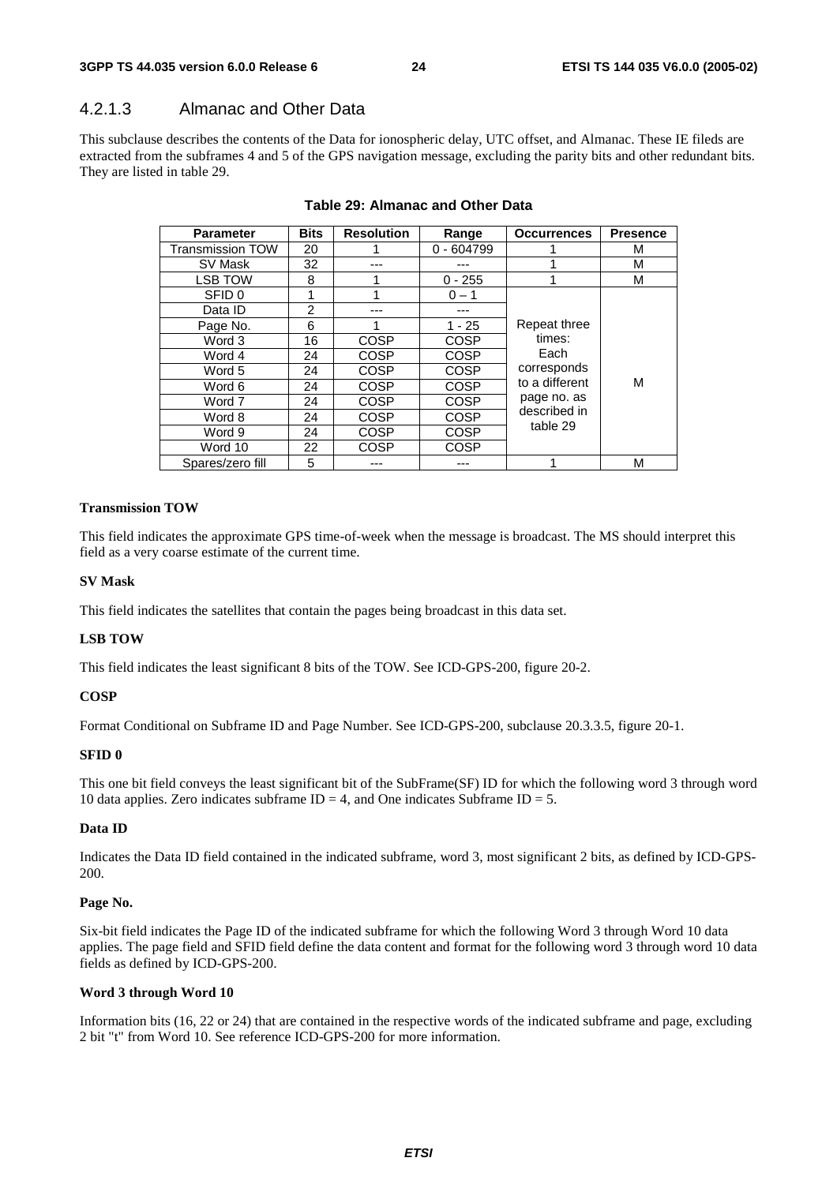### 4.2.1.3 Almanac and Other Data

This subclause describes the contents of the Data for ionospheric delay, UTC offset, and Almanac. These IE fileds are extracted from the subframes 4 and 5 of the GPS navigation message, excluding the parity bits and other redundant bits. They are listed in table 29.

**Table 29: Almanac and Other Data**

| Parameter | Bits | Resolution | Range | Occurrences | Presence |
|---|---|---|---|---|---|
| Transmission TOW | 20 | 1 | 0 - 604799 | 1 | M |
| SV Mask | 32 | --- | --- | 1 | M |
| LSB TOW | 8 | 1 | 0 - 255 | 1 | M |
| SFID 0 | 1 | 1 | 0 – 1 | Repeat three times: Each corresponds to a different page no. as described in table 29 | M |
| Data ID | 2 | --- | --- | | |
| Page No. | 6 | 1 | 1 - 25 | | |
| Word 3 | 16 | COSP | COSP | | |
| Word 4 | 24 | COSP | COSP | | |
| Word 5 | 24 | COSP | COSP | | |
| Word 6 | 24 | COSP | COSP | | |
| Word 7 | 24 | COSP | COSP | | |
| Word 8 | 24 | COSP | COSP | | |
| Word 9 | 24 | COSP | COSP | | |
| Word 10 | 22 | COSP | COSP | | |
| Spares/zero fill | 5 | --- | --- | 1 | M |

**Transmission TOW**

This field indicates the approximate GPS time-of-week when the message is broadcast. The MS should interpret this field as a very coarse estimate of the current time.

**SV Mask**

This field indicates the satellites that contain the pages being broadcast in this data set.

**LSB TOW**

This field indicates the least significant 8 bits of the TOW. See ICD-GPS-200, figure 20-2.

**COSP**

Format Conditional on Subframe ID and Page Number. See ICD-GPS-200, subclause 20.3.3.5, figure 20-1.

**SFID 0**

This one bit field conveys the least significant bit of the SubFrame(SF) ID for which the following word 3 through word 10 data applies. Zero indicates subframe ID = 4, and One indicates Subframe ID = 5.

**Data ID**

Indicates the Data ID field contained in the indicated subframe, word 3, most significant 2 bits, as defined by ICD-GPS-200.

**Page No.**

Six-bit field indicates the Page ID of the indicated subframe for which the following Word 3 through Word 10 data applies. The page field and SFID field define the data content and format for the following word 3 through word 10 data fields as defined by ICD-GPS-200.

**Word 3 through Word 10**

Information bits (16, 22 or 24) that are contained in the respective words of the indicated subframe and page, excluding 2 bit "t" from Word 10. See reference ICD-GPS-200 for more information.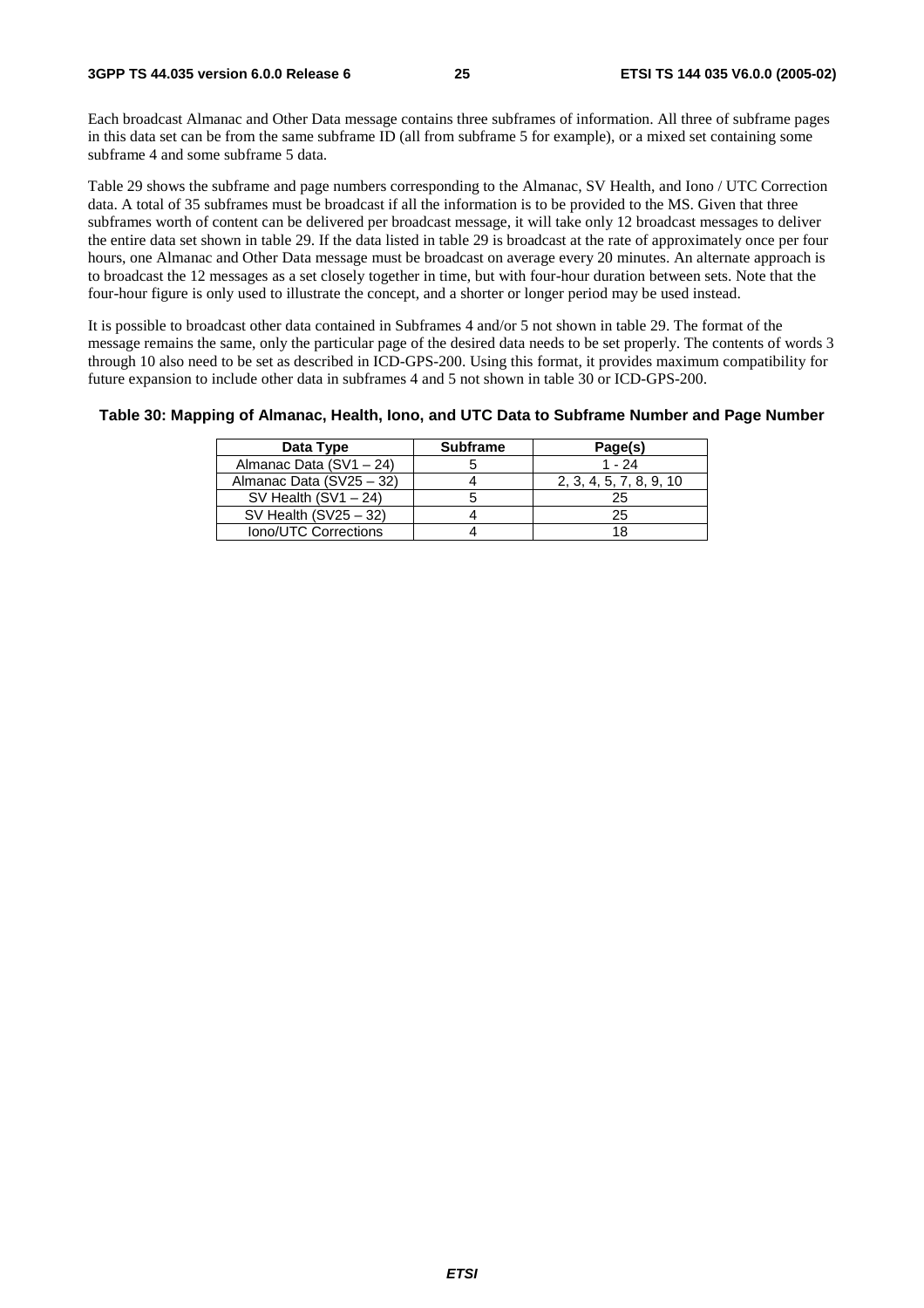Each broadcast Almanac and Other Data message contains three subframes of information. All three of subframe pages in this data set can be from the same subframe ID (all from subframe 5 for example), or a mixed set containing some subframe 4 and some subframe 5 data.

Table 29 shows the subframe and page numbers corresponding to the Almanac, SV Health, and Iono / UTC Correction data. A total of 35 subframes must be broadcast if all the information is to be provided to the MS. Given that three subframes worth of content can be delivered per broadcast message, it will take only 12 broadcast messages to deliver the entire data set shown in table 29. If the data listed in table 29 is broadcast at the rate of approximately once per four hours, one Almanac and Other Data message must be broadcast on average every 20 minutes. An alternate approach is to broadcast the 12 messages as a set closely together in time, but with four-hour duration between sets. Note that the four-hour figure is only used to illustrate the concept, and a shorter or longer period may be used instead.

It is possible to broadcast other data contained in Subframes 4 and/or 5 not shown in table 29. The format of the message remains the same, only the particular page of the desired data needs to be set properly. The contents of words 3 through 10 also need to be set as described in ICD-GPS-200. Using this format, it provides maximum compatibility for future expansion to include other data in subframes 4 and 5 not shown in table 30 or ICD-GPS-200.

**Table 30: Mapping of Almanac, Health, Iono, and UTC Data to Subframe Number and Page Number**

| Data Type | Subframe | Page(s) |
|---|---|---|
| Almanac Data (SV1 – 24) | 5 | 1 - 24 |
| Almanac Data (SV25 – 32) | 4 | 2, 3, 4, 5, 7, 8, 9, 10 |
| SV Health (SV1 – 24) | 5 | 25 |
| SV Health (SV25 – 32) | 4 | 25 |
| Iono/UTC Corrections | 4 | 18 |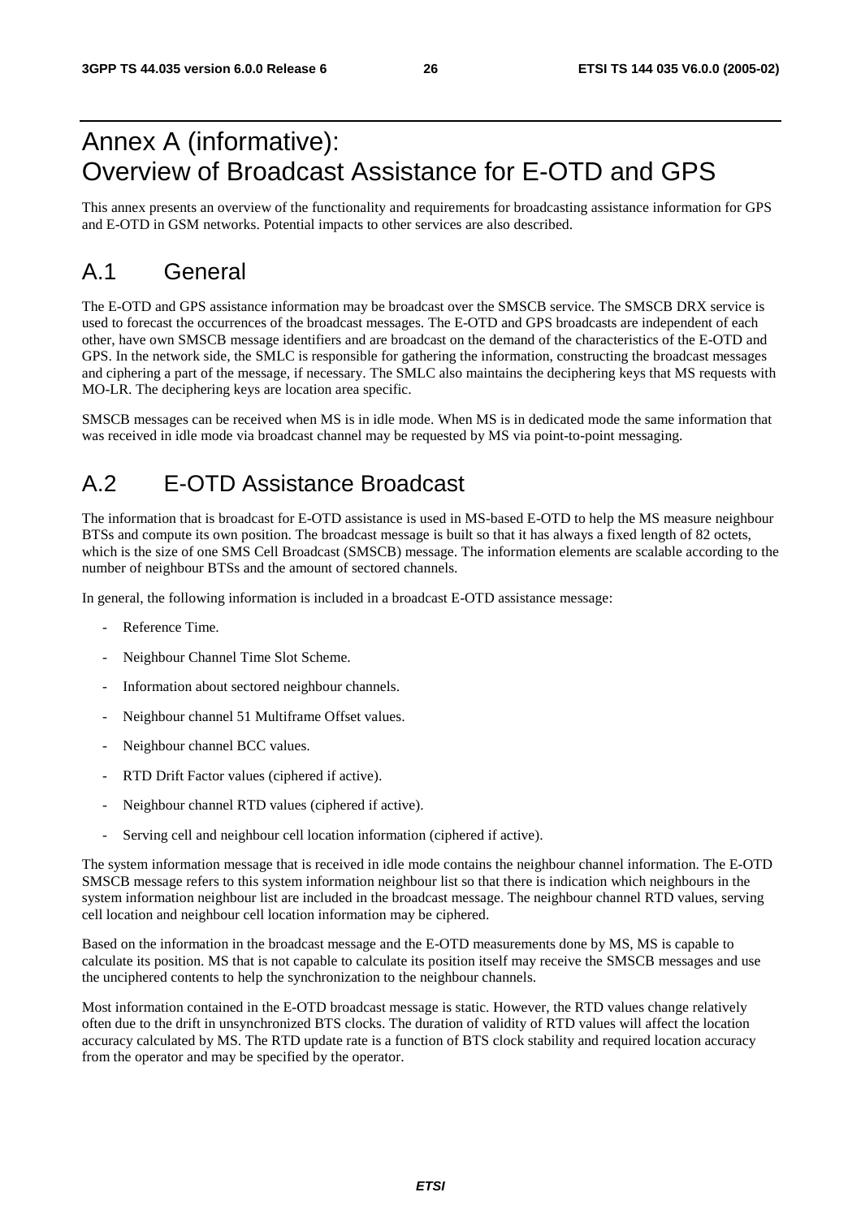# Annex A (informative): Overview of Broadcast Assistance for E-OTD and GPS

This annex presents an overview of the functionality and requirements for broadcasting assistance information for GPS and E-OTD in GSM networks. Potential impacts to other services are also described.

## A.1 General

The E-OTD and GPS assistance information may be broadcast over the SMSCB service. The SMSCB DRX service is used to forecast the occurrences of the broadcast messages. The E-OTD and GPS broadcasts are independent of each other, have own SMSCB message identifiers and are broadcast on the demand of the characteristics of the E-OTD and GPS. In the network side, the SMLC is responsible for gathering the information, constructing the broadcast messages and ciphering a part of the message, if necessary. The SMLC also maintains the deciphering keys that MS requests with MO-LR. The deciphering keys are location area specific.

SMSCB messages can be received when MS is in idle mode. When MS is in dedicated mode the same information that was received in idle mode via broadcast channel may be requested by MS via point-to-point messaging.

## A.2 E-OTD Assistance Broadcast

The information that is broadcast for E-OTD assistance is used in MS-based E-OTD to help the MS measure neighbour BTSs and compute its own position. The broadcast message is built so that it has always a fixed length of 82 octets, which is the size of one SMS Cell Broadcast (SMSCB) message. The information elements are scalable according to the number of neighbour BTSs and the amount of sectored channels.

In general, the following information is included in a broadcast E-OTD assistance message:

- Reference Time.
- Neighbour Channel Time Slot Scheme.
- Information about sectored neighbour channels.
- Neighbour channel 51 Multiframe Offset values.
- Neighbour channel BCC values.
- RTD Drift Factor values (ciphered if active).
- Neighbour channel RTD values (ciphered if active).
- Serving cell and neighbour cell location information (ciphered if active).

The system information message that is received in idle mode contains the neighbour channel information. The E-OTD SMSCB message refers to this system information neighbour list so that there is indication which neighbours in the system information neighbour list are included in the broadcast message. The neighbour channel RTD values, serving cell location and neighbour cell location information may be ciphered.

Based on the information in the broadcast message and the E-OTD measurements done by MS, MS is capable to calculate its position. MS that is not capable to calculate its position itself may receive the SMSCB messages and use the unciphered contents to help the synchronization to the neighbour channels.

Most information contained in the E-OTD broadcast message is static. However, the RTD values change relatively often due to the drift in unsynchronized BTS clocks. The duration of validity of RTD values will affect the location accuracy calculated by MS. The RTD update rate is a function of BTS clock stability and required location accuracy from the operator and may be specified by the operator.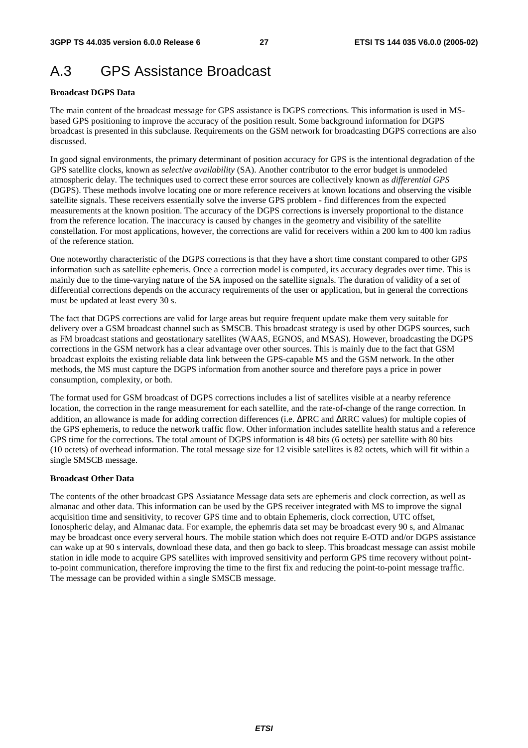# A.3 GPS Assistance Broadcast

**Broadcast DGPS Data**

The main content of the broadcast message for GPS assistance is DGPS corrections. This information is used in MS-based GPS positioning to improve the accuracy of the position result. Some background information for DGPS broadcast is presented in this subclause. Requirements on the GSM network for broadcasting DGPS corrections are also discussed.

In good signal environments, the primary determinant of position accuracy for GPS is the intentional degradation of the GPS satellite clocks, known as *selective availability* (SA). Another contributor to the error budget is unmodeled atmospheric delay. The techniques used to correct these error sources are collectively known as *differential GPS* (DGPS). These methods involve locating one or more reference receivers at known locations and observing the visible satellite signals. These receivers essentially solve the inverse GPS problem - find differences from the expected measurements at the known position. The accuracy of the DGPS corrections is inversely proportional to the distance from the reference location. The inaccuracy is caused by changes in the geometry and visibility of the satellite constellation. For most applications, however, the corrections are valid for receivers within a 200 km to 400 km radius of the reference station.

One noteworthy characteristic of the DGPS corrections is that they have a short time constant compared to other GPS information such as satellite ephemeris. Once a correction model is computed, its accuracy degrades over time. This is mainly due to the time-varying nature of the SA imposed on the satellite signals. The duration of validity of a set of differential corrections depends on the accuracy requirements of the user or application, but in general the corrections must be updated at least every 30 s.

The fact that DGPS corrections are valid for large areas but require frequent update make them very suitable for delivery over a GSM broadcast channel such as SMSCB. This broadcast strategy is used by other DGPS sources, such as FM broadcast stations and geostationary satellites (WAAS, EGNOS, and MSAS). However, broadcasting the DGPS corrections in the GSM network has a clear advantage over other sources. This is mainly due to the fact that GSM broadcast exploits the existing reliable data link between the GPS-capable MS and the GSM network. In the other methods, the MS must capture the DGPS information from another source and therefore pays a price in power consumption, complexity, or both.

The format used for GSM broadcast of DGPS corrections includes a list of satellites visible at a nearby reference location, the correction in the range measurement for each satellite, and the rate-of-change of the range correction. In addition, an allowance is made for adding correction differences (i.e. ΔPRC and ΔRRC values) for multiple copies of the GPS ephemeris, to reduce the network traffic flow. Other information includes satellite health status and a reference GPS time for the corrections. The total amount of DGPS information is 48 bits (6 octets) per satellite with 80 bits (10 octets) of overhead information. The total message size for 12 visible satellites is 82 octets, which will fit within a single SMSCB message.

**Broadcast Other Data**

The contents of the other broadcast GPS Assiatance Message data sets are ephemeris and clock correction, as well as almanac and other data. This information can be used by the GPS receiver integrated with MS to improve the signal acquisition time and sensitivity, to recover GPS time and to obtain Ephemeris, clock correction, UTC offset, Ionospheric delay, and Almanac data. For example, the ephemris data set may be broadcast every 90 s, and Almanac may be broadcast once every serveral hours. The mobile station which does not require E-OTD and/or DGPS assistance can wake up at 90 s intervals, download these data, and then go back to sleep. This broadcast message can assist mobile station in idle mode to acquire GPS satellites with improved sensitivity and perform GPS time recovery without point-to-point communication, therefore improving the time to the first fix and reducing the point-to-point message traffic. The message can be provided within a single SMSCB message.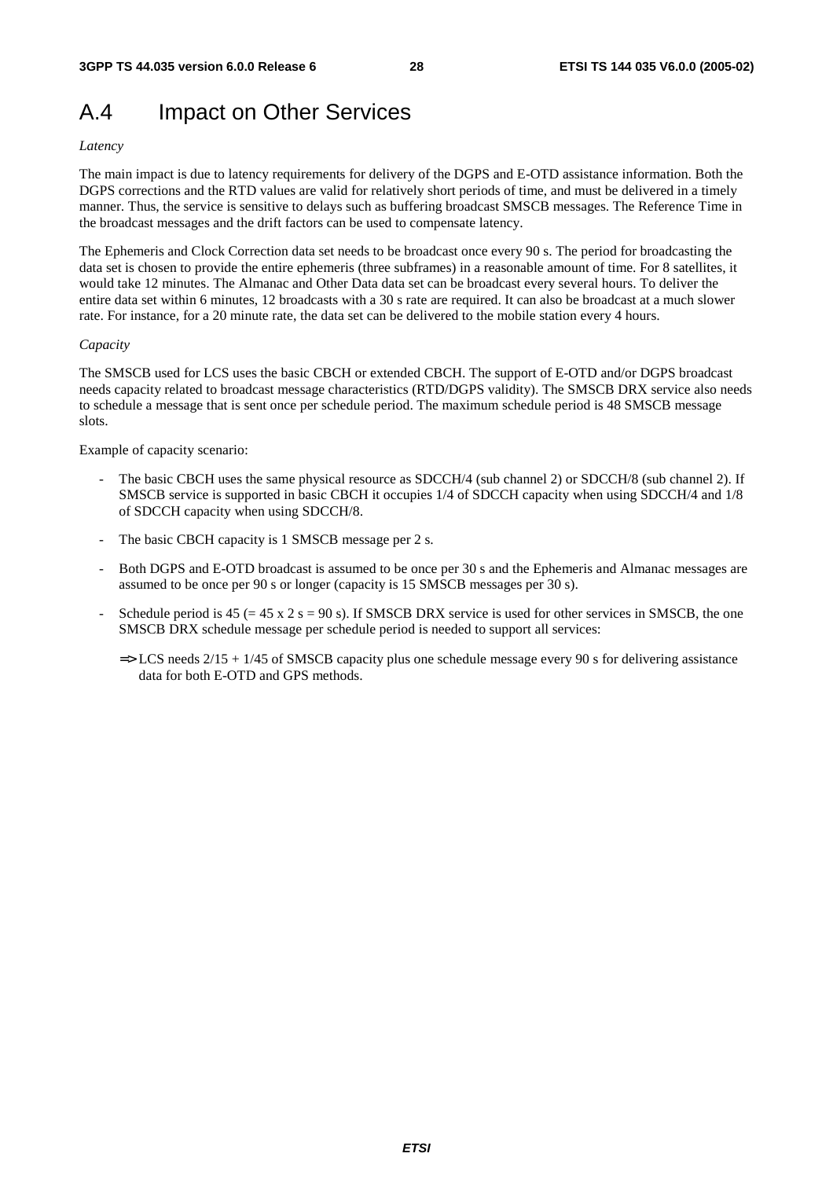# A.4 Impact on Other Services

*Latency*

The main impact is due to latency requirements for delivery of the DGPS and E-OTD assistance information. Both the DGPS corrections and the RTD values are valid for relatively short periods of time, and must be delivered in a timely manner. Thus, the service is sensitive to delays such as buffering broadcast SMSCB messages. The Reference Time in the broadcast messages and the drift factors can be used to compensate latency.

The Ephemeris and Clock Correction data set needs to be broadcast once every 90 s. The period for broadcasting the data set is chosen to provide the entire ephemeris (three subframes) in a reasonable amount of time. For 8 satellites, it would take 12 minutes. The Almanac and Other Data data set can be broadcast every several hours. To deliver the entire data set within 6 minutes, 12 broadcasts with a 30 s rate are required. It can also be broadcast at a much slower rate. For instance, for a 20 minute rate, the data set can be delivered to the mobile station every 4 hours.

*Capacity*

The SMSCB used for LCS uses the basic CBCH or extended CBCH. The support of E-OTD and/or DGPS broadcast needs capacity related to broadcast message characteristics (RTD/DGPS validity). The SMSCB DRX service also needs to schedule a message that is sent once per schedule period. The maximum schedule period is 48 SMSCB message slots.

Example of capacity scenario:

- The basic CBCH uses the same physical resource as SDCCH/4 (sub channel 2) or SDCCH/8 (sub channel 2). If SMSCB service is supported in basic CBCH it occupies 1/4 of SDCCH capacity when using SDCCH/4 and 1/8 of SDCCH capacity when using SDCCH/8.
- The basic CBCH capacity is 1 SMSCB message per 2 s.
- Both DGPS and E-OTD broadcast is assumed to be once per 30 s and the Ephemeris and Almanac messages are assumed to be once per 90 s or longer (capacity is 15 SMSCB messages per 30 s).
- Schedule period is 45 (= 45 x 2 s = 90 s). If SMSCB DRX service is used for other services in SMSCB, the one SMSCB DRX schedule message per schedule period is needed to support all services:

  ⇒ LCS needs 2/15 + 1/45 of SMSCB capacity plus one schedule message every 90 s for delivering assistance data for both E-OTD and GPS methods.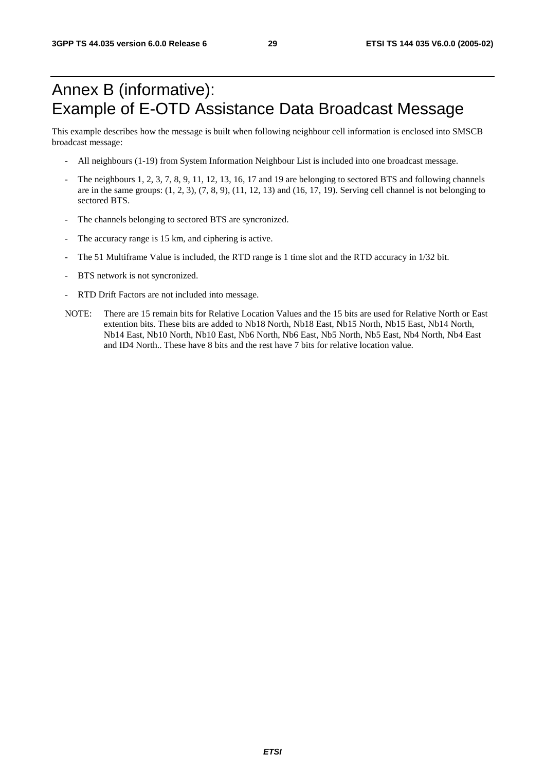# Annex B (informative): Example of E-OTD Assistance Data Broadcast Message

This example describes how the message is built when following neighbour cell information is enclosed into SMSCB broadcast message:

- All neighbours (1-19) from System Information Neighbour List is included into one broadcast message.
- The neighbours 1, 2, 3, 7, 8, 9, 11, 12, 13, 16, 17 and 19 are belonging to sectored BTS and following channels are in the same groups: (1, 2, 3), (7, 8, 9), (11, 12, 13) and (16, 17, 19). Serving cell channel is not belonging to sectored BTS.
- The channels belonging to sectored BTS are syncronized.
- The accuracy range is 15 km, and ciphering is active.
- The 51 Multiframe Value is included, the RTD range is 1 time slot and the RTD accuracy in 1/32 bit.
- BTS network is not syncronized.
- RTD Drift Factors are not included into message.

NOTE: There are 15 remain bits for Relative Location Values and the 15 bits are used for Relative North or East extention bits. These bits are added to Nb18 North, Nb18 East, Nb15 North, Nb15 East, Nb14 North, Nb14 East, Nb10 North, Nb10 East, Nb6 North, Nb6 East, Nb5 North, Nb5 East, Nb4 North, Nb4 East and ID4 North.. These have 8 bits and the rest have 7 bits for relative location value.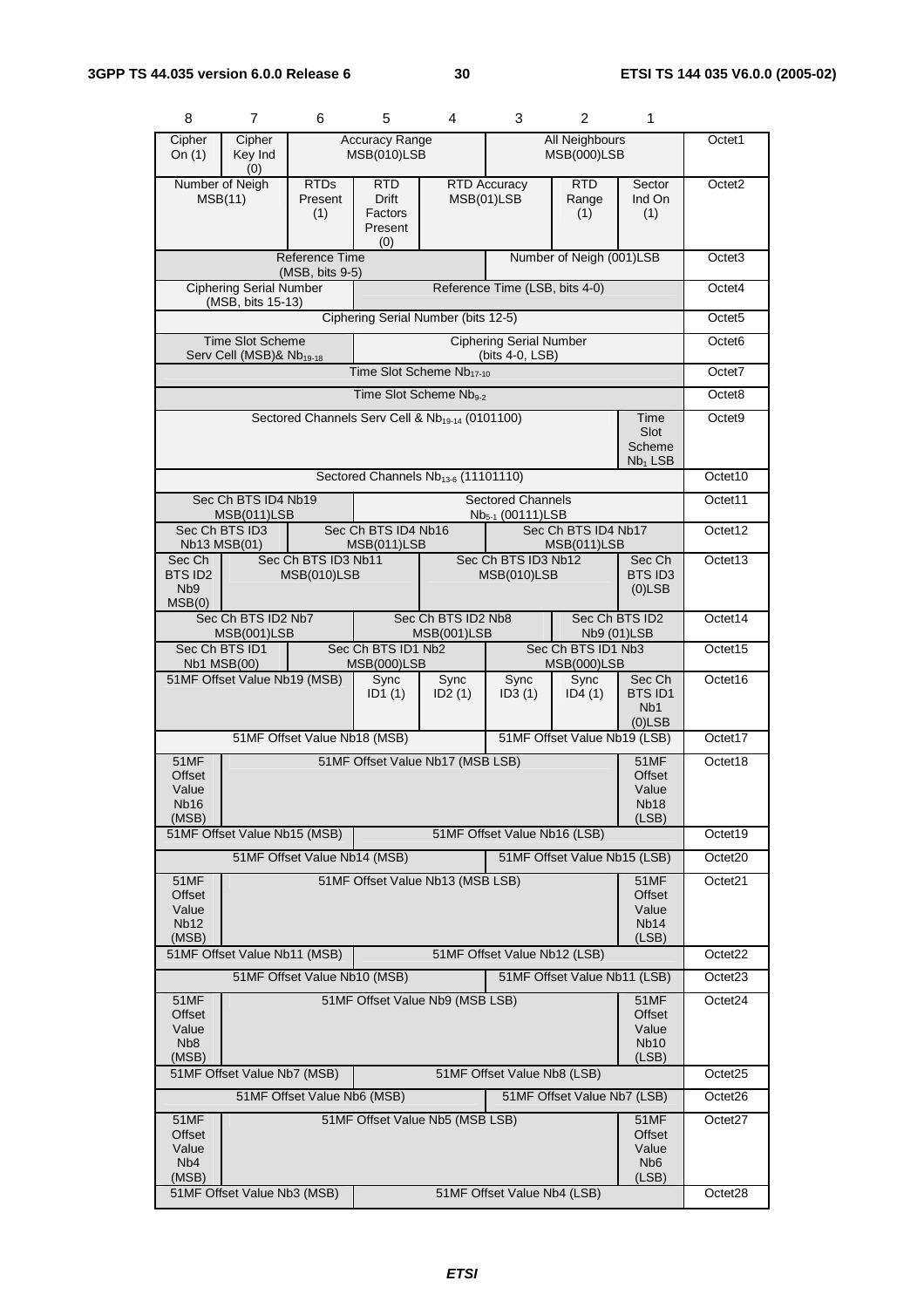| 8 | 7 | 6 | 5 | 4 | 3 | 2 | 1 | |
|---|---|---|---|---|---|---|---|---|
| Cipher On (1) | Cipher Key Ind (0) | Accuracy Range MSB(010)LSB | | | All Neighbours MSB(000)LSB | | | Octet1 |
| Number of Neigh MSB(11) | | RTDs Present (1) | RTD Drift Factors Present (0) | RTD Accuracy MSB(01)LSB | | RTD Range (1) | Sector Ind On (1) | Octet2 |
| Reference Time (MSB, bits 9-5) | | | | | Number of Neigh (001)LSB | | | Octet3 |
| Ciphering Serial Number (MSB, bits 15-13) | | | Reference Time (LSB, bits 4-0) | | | | | Octet4 |
| Ciphering Serial Number (bits 12-5) | | | | | | | | Octet5 |
| Time Slot Scheme Serv Cell (MSB)& $Nb_{19-18}$ | | | Ciphering Serial Number (bits 4-0, LSB) | | | | | Octet6 |
| Time Slot Scheme $Nb_{17-10}$ | | | | | | | | Octet7 |
| Time Slot Scheme $Nb_{9-2}$ | | | | | | | | Octet8 |
| Sectored Channels Serv Cell & $Nb_{19-14}$ (0101100) | | | | | | | Time Slot Scheme $Nb_1$ LSB | Octet9 |
| Sectored Channels $Nb_{13-6}$ (11101110) | | | | | | | | Octet10 |
| Sec Ch BTS ID4 Nb19 MSB(011)LSB | | | Sectored Channels $Nb_{5-1}$ (00111)LSB | | | | | Octet11 |
| Sec Ch BTS ID3 Nb13 MSB(01) | | Sec Ch BTS ID4 Nb16 MSB(011)LSB | | | Sec Ch BTS ID4 Nb17 MSB(011)LSB | | | Octet12 |
| Sec Ch BTS ID2 Nb9 MSB(0) | Sec Ch BTS ID3 Nb11 MSB(010)LSB | | | Sec Ch BTS ID3 Nb12 MSB(010)LSB | | | Sec Ch BTS ID3 (0)LSB | Octet13 |
| Sec Ch BTS ID2 Nb7 MSB(001)LSB | | | Sec Ch BTS ID2 Nb8 MSB(001)LSB | | | Sec Ch BTS ID2 Nb9 (01)LSB | | Octet14 |
| Sec Ch BTS ID1 Nb1 MSB(00) | | Sec Ch BTS ID1 Nb2 MSB(000)LSB | | | Sec Ch BTS ID1 Nb3 MSB(000)LSB | | | Octet15 |
| 51MF Offset Value Nb19 (MSB) | | | Sync ID1 (1) | Sync ID2 (1) | Sync ID3 (1) | Sync ID4 (1) | Sec Ch BTS ID1 Nb1 (0)LSB | Octet16 |
| 51MF Offset Value Nb18 (MSB) | | | | | 51MF Offset Value Nb19 (LSB) | | | Octet17 |
| 51MF Offset Value Nb16 (MSB) | 51MF Offset Value Nb17 (MSB LSB) | | | | | | 51MF Offset Value Nb18 (LSB) | Octet18 |
| 51MF Offset Value Nb15 (MSB) | | | 51MF Offset Value Nb16 (LSB) | | | | | Octet19 |
| 51MF Offset Value Nb14 (MSB) | | | | | 51MF Offset Value Nb15 (LSB) | | | Octet20 |
| 51MF Offset Value Nb12 (MSB) | 51MF Offset Value Nb13 (MSB LSB) | | | | | | 51MF Offset Value Nb14 (LSB) | Octet21 |
| 51MF Offset Value Nb11 (MSB) | | | 51MF Offset Value Nb12 (LSB) | | | | | Octet22 |
| 51MF Offset Value Nb10 (MSB) | | | | | 51MF Offset Value Nb11 (LSB) | | | Octet23 |
| 51MF Offset Value Nb8 (MSB) | 51MF Offset Value Nb9 (MSB LSB) | | | | | | 51MF Offset Value Nb10 (LSB) | Octet24 |
| 51MF Offset Value Nb7 (MSB) | | | 51MF Offset Value Nb8 (LSB) | | | | | Octet25 |
| 51MF Offset Value Nb6 (MSB) | | | | | 51MF Offset Value Nb7 (LSB) | | | Octet26 |
| 51MF Offset Value Nb4 (MSB) | 51MF Offset Value Nb5 (MSB LSB) | | | | | | 51MF Offset Value Nb6 (LSB) | Octet27 |
| 51MF Offset Value Nb3 (MSB) | | | 51MF Offset Value Nb4 (LSB) | | | | | Octet28 |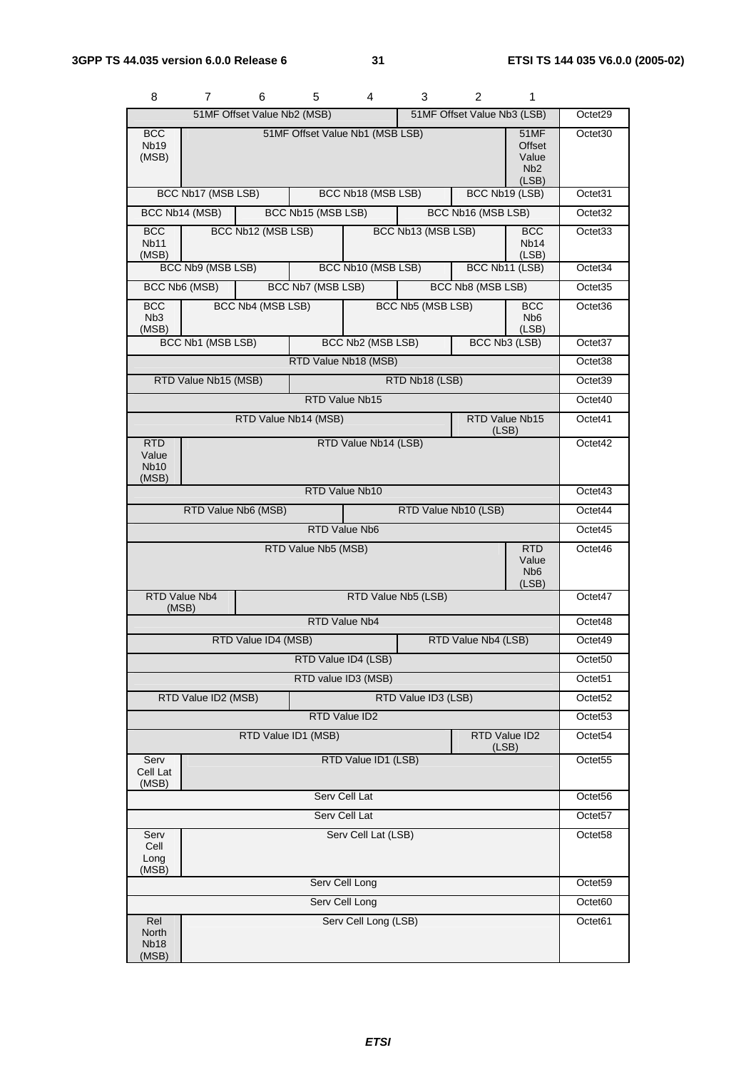| 8 | 7 | 6 | 5 | 4 | 3 | 2 | 1 | |
|---|---|---|---|---|---|---|---|---|
| 51MF Offset Value Nb2 (MSB) | | | | | 51MF Offset Value Nb3 (LSB) | | | Octet29 |
| BCC Nb19 (MSB) | 51MF Offset Value Nb1 (MSB LSB) | | | | | | 51MF Offset Value Nb2 (LSB) | Octet30 |
| BCC Nb17 (MSB LSB) | | | BCC Nb18 (MSB LSB) | | | BCC Nb19 (LSB) | | Octet31 |
| BCC Nb14 (MSB) | | BCC Nb15 (MSB LSB) | | | BCC Nb16 (MSB LSB) | | | Octet32 |
| BCC Nb11 (MSB) | BCC Nb12 (MSB LSB) | | | BCC Nb13 (MSB LSB) | | | BCC Nb14 (LSB) | Octet33 |
| BCC Nb9 (MSB LSB) | | | BCC Nb10 (MSB LSB) | | | BCC Nb11 (LSB) | | Octet34 |
| BCC Nb6 (MSB) | | BCC Nb7 (MSB LSB) | | | BCC Nb8 (MSB LSB) | | | Octet35 |
| BCC Nb3 (MSB) | BCC Nb4 (MSB LSB) | | | BCC Nb5 (MSB LSB) | | | BCC Nb6 (LSB) | Octet36 |
| BCC Nb1 (MSB LSB) | | | BCC Nb2 (MSB LSB) | | | BCC Nb3 (LSB) | | Octet37 |
| RTD Value Nb18 (MSB) | | | | | | | | Octet38 |
| RTD Value Nb15 (MSB) | | | RTD Nb18 (LSB) | | | | | Octet39 |
| RTD Value Nb15 | | | | | | | | Octet40 |
| RTD Value Nb14 (MSB) | | | | | | RTD Value Nb15 (LSB) | | Octet41 |
| RTD Value Nb10 (MSB) | RTD Value Nb14 (LSB) | | | | | | | Octet42 |
| RTD Value Nb10 | | | | | | | | Octet43 |
| RTD Value Nb6 (MSB) | | | | RTD Value Nb10 (LSB) | | | | Octet44 |
| RTD Value Nb6 | | | | | | | | Octet45 |
| RTD Value Nb5 (MSB) | | | | | | | RTD Value Nb6 (LSB) | Octet46 |
| RTD Value Nb4 (MSB) | | RTD Value Nb5 (LSB) | | | | | | Octet47 |
| RTD Value Nb4 | | | | | | | | Octet48 |
| RTD Value ID4 (MSB) | | | | | RTD Value Nb4 (LSB) | | | Octet49 |
| RTD Value ID4 (LSB) | | | | | | | | Octet50 |
| RTD value ID3 (MSB) | | | | | | | | Octet51 |
| RTD Value ID2 (MSB) | | | RTD Value ID3 (LSB) | | | | | Octet52 |
| RTD Value ID2 | | | | | | | | Octet53 |
| RTD Value ID1 (MSB) | | | | | | RTD Value ID2 (LSB) | | Octet54 |
| Serv Cell Lat (MSB) | RTD Value ID1 (LSB) | | | | | | | Octet55 |
| Serv Cell Lat | | | | | | | | Octet56 |
| Serv Cell Lat | | | | | | | | Octet57 |
| Serv Cell Long (MSB) | Serv Cell Lat (LSB) | | | | | | | Octet58 |
| Serv Cell Long | | | | | | | | Octet59 |
| Serv Cell Long | | | | | | | | Octet60 |
| Rel North Nb18 (MSB) | Serv Cell Long (LSB) | | | | | | | Octet61 |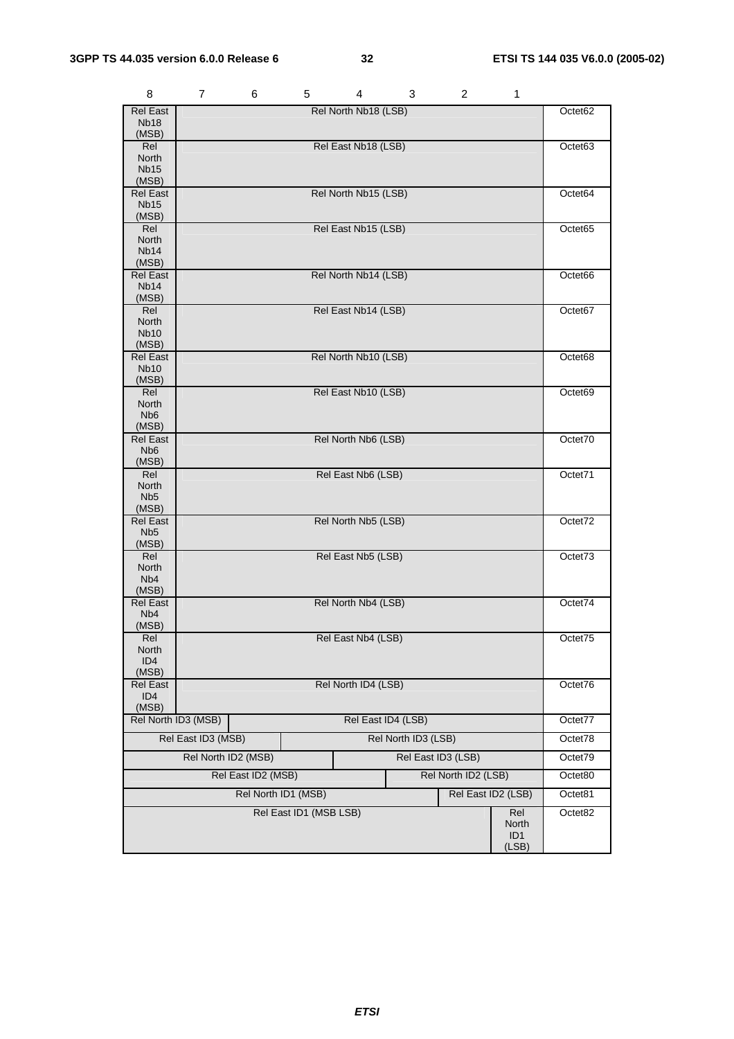| 8 | 7 | 6 | 5 | 4 | 3 | 2 | 1 | |
|---|---|---|---|---|---|---|---|---|
| Rel East Nb18 (MSB) | Rel North Nb18 (LSB) | | | | | | | Octet62 |
| Rel North Nb15 (MSB) | Rel East Nb18 (LSB) | | | | | | | Octet63 |
| Rel East Nb15 (MSB) | Rel North Nb15 (LSB) | | | | | | | Octet64 |
| Rel North Nb14 (MSB) | Rel East Nb15 (LSB) | | | | | | | Octet65 |
| Rel East Nb14 (MSB) | Rel North Nb14 (LSB) | | | | | | | Octet66 |
| Rel North Nb10 (MSB) | Rel East Nb14 (LSB) | | | | | | | Octet67 |
| Rel East Nb10 (MSB) | Rel North Nb10 (LSB) | | | | | | | Octet68 |
| Rel North Nb6 (MSB) | Rel East Nb10 (LSB) | | | | | | | Octet69 |
| Rel East Nb6 (MSB) | Rel North Nb6 (LSB) | | | | | | | Octet70 |
| Rel North Nb5 (MSB) | Rel East Nb6 (LSB) | | | | | | | Octet71 |
| Rel East Nb5 (MSB) | Rel North Nb5 (LSB) | | | | | | | Octet72 |
| Rel North Nb4 (MSB) | Rel East Nb5 (LSB) | | | | | | | Octet73 |
| Rel East Nb4 (MSB) | Rel North Nb4 (LSB) | | | | | | | Octet74 |
| Rel North ID4 (MSB) | Rel East Nb4 (LSB) | | | | | | | Octet75 |
| Rel East ID4 (MSB) | Rel North ID4 (LSB) | | | | | | | Octet76 |
| Rel North ID3 (MSB) | | Rel East ID4 (LSB) | | | | | | Octet77 |
| Rel East ID3 (MSB) | | | Rel North ID3 (LSB) | | | | | Octet78 |
| Rel North ID2 (MSB) | | | | Rel East ID3 (LSB) | | | | Octet79 |
| Rel East ID2 (MSB) | | | | | Rel North ID2 (LSB) | | | Octet80 |
| Rel North ID1 (MSB) | | | | | | Rel East ID2 (LSB) | | Octet81 |
| Rel East ID1 (MSB LSB) | | | | | | | Rel North ID1 (LSB) | Octet82 |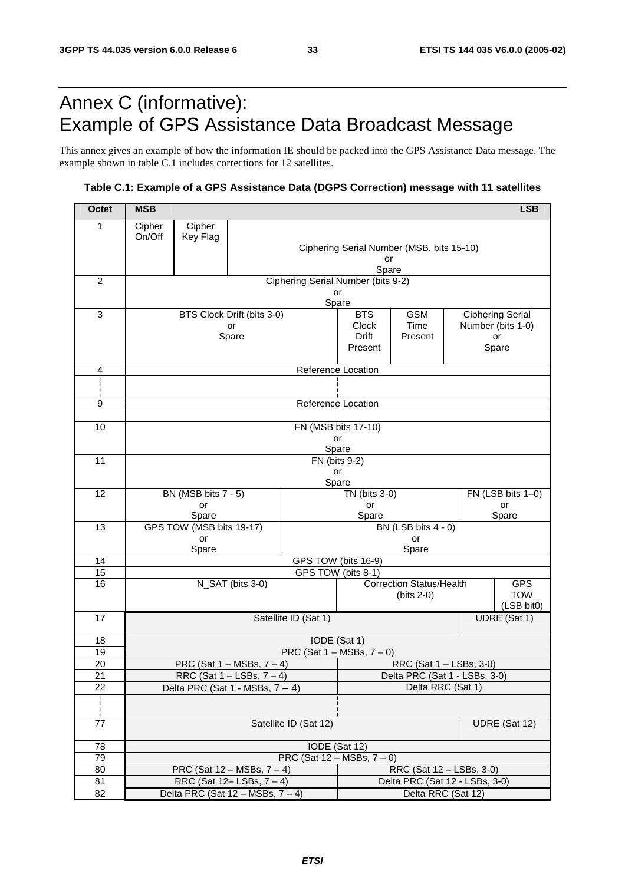# Annex C (informative): Example of GPS Assistance Data Broadcast Message

This annex gives an example of how the information IE should be packed into the GPS Assistance Data message. The example shown in table C.1 includes corrections for 12 satellites.

**Table C.1: Example of a GPS Assistance Data (DGPS Correction) message with 11 satellites**

| Octet | MSB | | | | | | | LSB |
|---|---|---|---|---|---|---|---|---|
| 1 | Cipher On/Off | Cipher Key Flag | Ciphering Serial Number (MSB, bits 15-10) or Spare | | | | | |
| 2 | Ciphering Serial Number (bits 9-2) or Spare | | | | | | | |
| 3 | BTS Clock Drift (bits 3-0) or Spare | | | | BTS Clock Drift Present | GSM Time Present | Ciphering Serial Number (bits 1-0) or Spare | |
| 4 | Reference Location | | | | | | | |
| ¦ | | | | | | | | |
| 9 | Reference Location | | | | | | | |
| 10 | FN (MSB bits 17-10) or Spare | | | | | | | |
| 11 | FN (bits 9-2) or Spare | | | | | | | |
| 12 | BN (MSB bits 7 - 5) or Spare | | | TN (bits 3-0) or Spare | | | | FN (LSB bits 1–0) or Spare |
| 13 | GPS TOW (MSB bits 19-17) or Spare | | | BN (LSB bits 4 - 0) or Spare | | | | |
| 14 | GPS TOW (bits 16-9) | | | | | | | |
| 15 | GPS TOW (bits 8-1) | | | | | | | |
| 16 | N_SAT (bits 3-0) | | | | Correction Status/Health (bits 2-0) | | | GPS TOW (LSB bit0) |
| 17 | Satellite ID (Sat 1) | | | | | | UDRE (Sat 1) | |
| 18 | IODE (Sat 1) | | | | | | | |
| 19 | PRC (Sat 1 – MSBs, 7 – 0) | | | | | | | |
| 20 | PRC (Sat 1 – MSBs, 7 – 4) | | | | RRC (Sat 1 – LSBs, 3-0) | | | |
| 21 | RRC (Sat 1 – LSBs, 7 – 4) | | | | Delta PRC (Sat 1 - LSBs, 3-0) | | | |
| 22 | Delta PRC (Sat 1 - MSBs, 7 – 4) | | | | Delta RRC (Sat 1) | | | |
| ¦ | | | | | | | | |
| 77 | Satellite ID (Sat 12) | | | | | | UDRE (Sat 12) | |
| 78 | IODE (Sat 12) | | | | | | | |
| 79 | PRC (Sat 12 – MSBs, 7 – 0) | | | | | | | |
| 80 | PRC (Sat 12 – MSBs, 7 – 4) | | | | RRC (Sat 12 – LSBs, 3-0) | | | |
| 81 | RRC (Sat 12– LSBs, 7 – 4) | | | | Delta PRC (Sat 12 - LSBs, 3-0) | | | |
| 82 | Delta PRC (Sat 12 – MSBs, 7 – 4) | | | | Delta RRC (Sat 12) | | | |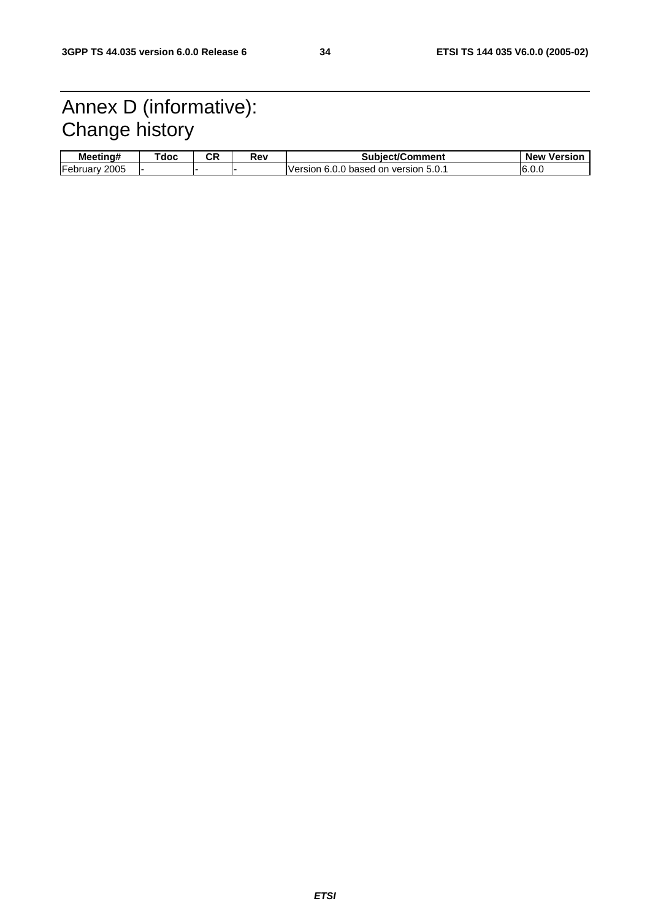# Annex D (informative): Change history

| Meeting# | Tdoc | CR | Rev | Subject/Comment | New Version |
|---|---|---|---|---|---|
| February 2005 | - | - | - | Version 6.0.0 based on version 5.0.1 | 6.0.0 |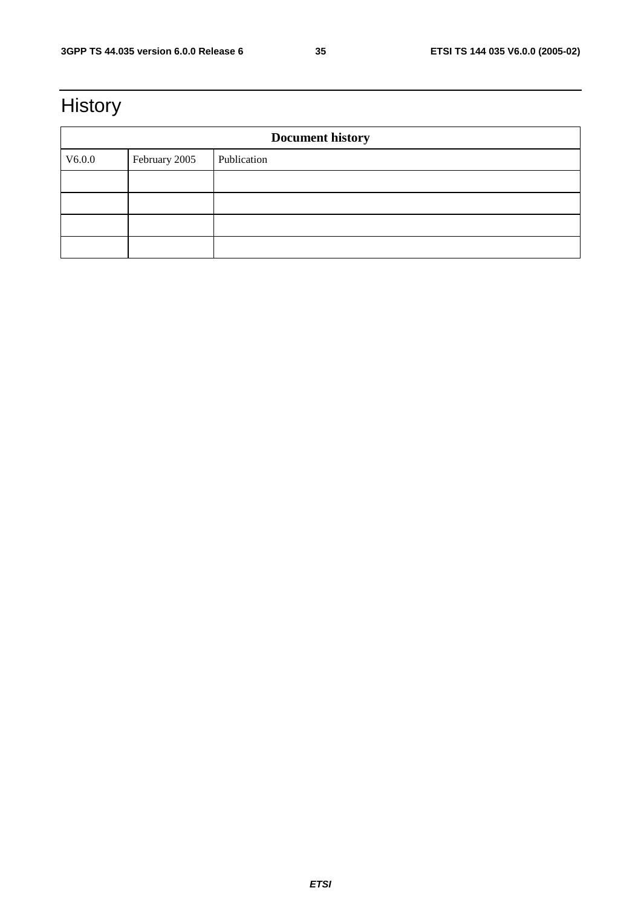# History

| Document history | | |
|---|---|---|
| V6.0.0 | February 2005 | Publication |
| | | |
| | | |
| | | |
| | | |